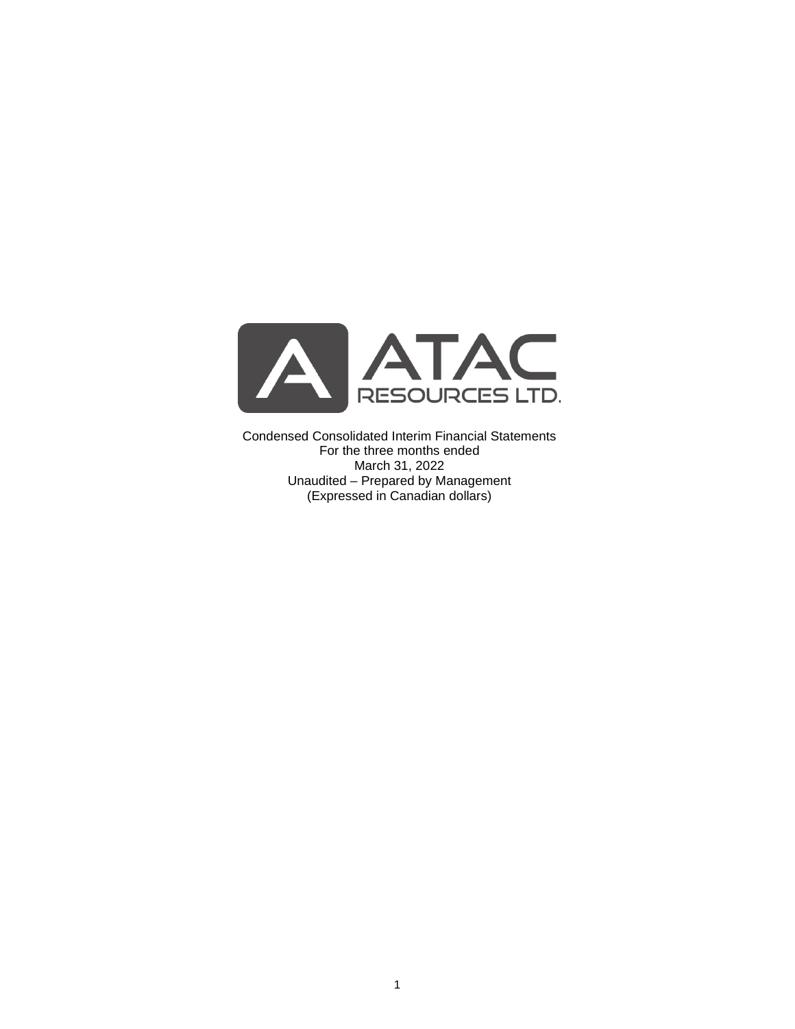ATAC RESOURCES LTD.

Condensed Consolidated Interim Financial Statements
For the three months ended
March 31, 2022
Unaudited – Prepared by Management
(Expressed in Canadian dollars)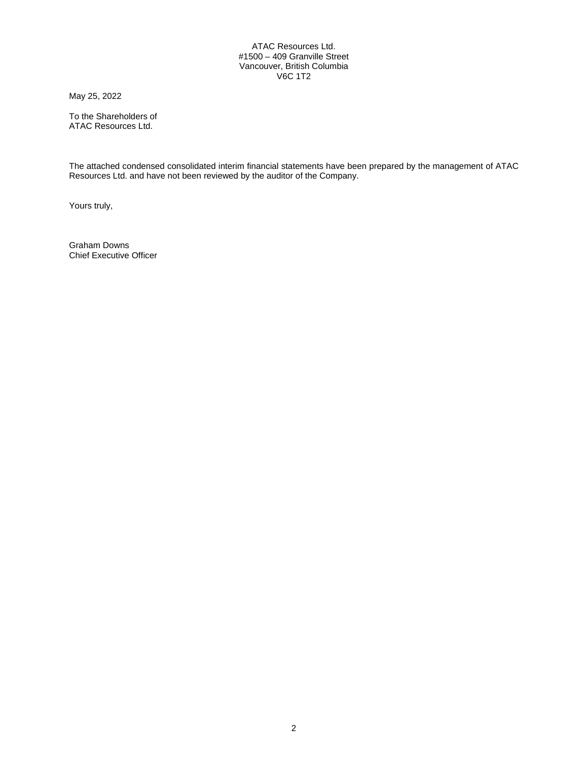ATAC Resources Ltd.
#1500 – 409 Granville Street
Vancouver, British Columbia
V6C 1T2

May 25, 2022

To the Shareholders of
ATAC Resources Ltd.

The attached condensed consolidated interim financial statements have been prepared by the management of ATAC Resources Ltd. and have not been reviewed by the auditor of the Company.

Yours truly,

Graham Downs
Chief Executive Officer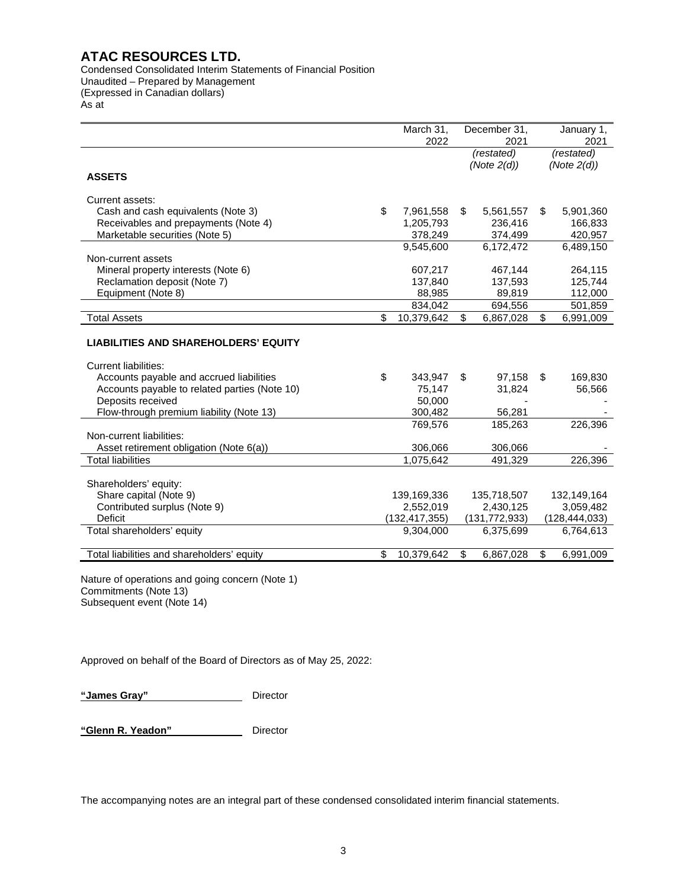# ATAC RESOURCES LTD.

Condensed Consolidated Interim Statements of Financial Position
Unaudited – Prepared by Management
(Expressed in Canadian dollars)
As at

| | March 31, 2022 | December 31, 2021 *(restated)* *(Note 2(d))* | January 1, 2021 *(restated)* *(Note 2(d))* |
|---|---|---|---|
| **ASSETS** | | | |
| Current assets: | | | |
| Cash and cash equivalents (Note 3) | $ 7,961,558 | $ 5,561,557 | $ 5,901,360 |
| Receivables and prepayments (Note 4) | 1,205,793 | 236,416 | 166,833 |
| Marketable securities (Note 5) | 378,249 | 374,499 | 420,957 |
| | 9,545,600 | 6,172,472 | 6,489,150 |
| Non-current assets | | | |
| Mineral property interests (Note 6) | 607,217 | 467,144 | 264,115 |
| Reclamation deposit (Note 7) | 137,840 | 137,593 | 125,744 |
| Equipment (Note 8) | 88,985 | 89,819 | 112,000 |
| | 834,042 | 694,556 | 501,859 |
| Total Assets | $ 10,379,642 | $ 6,867,028 | $ 6,991,009 |
| **LIABILITIES AND SHAREHOLDERS' EQUITY** | | | |
| Current liabilities: | | | |
| Accounts payable and accrued liabilities | $ 343,947 | $ 97,158 | $ 169,830 |
| Accounts payable to related parties (Note 10) | 75,147 | 31,824 | 56,566 |
| Deposits received | 50,000 | - | - |
| Flow-through premium liability (Note 13) | 300,482 | 56,281 | - |
| | 769,576 | 185,263 | 226,396 |
| Non-current liabilities: | | | |
| Asset retirement obligation (Note 6(a)) | 306,066 | 306,066 | - |
| Total liabilities | 1,075,642 | 491,329 | 226,396 |
| Shareholders' equity: | | | |
| Share capital (Note 9) | 139,169,336 | 135,718,507 | 132,149,164 |
| Contributed surplus (Note 9) | 2,552,019 | 2,430,125 | 3,059,482 |
| Deficit | (132,417,355) | (131,772,933) | (128,444,033) |
| Total shareholders' equity | 9,304,000 | 6,375,699 | 6,764,613 |
| Total liabilities and shareholders' equity | $ 10,379,642 | $ 6,867,028 | $ 6,991,009 |

Nature of operations and going concern (Note 1)
Commitments (Note 13)
Subsequent event (Note 14)

Approved on behalf of the Board of Directors as of May 25, 2022:

**"James Gray"** Director

**"Glenn R. Yeadon"** Director

The accompanying notes are an integral part of these condensed consolidated interim financial statements.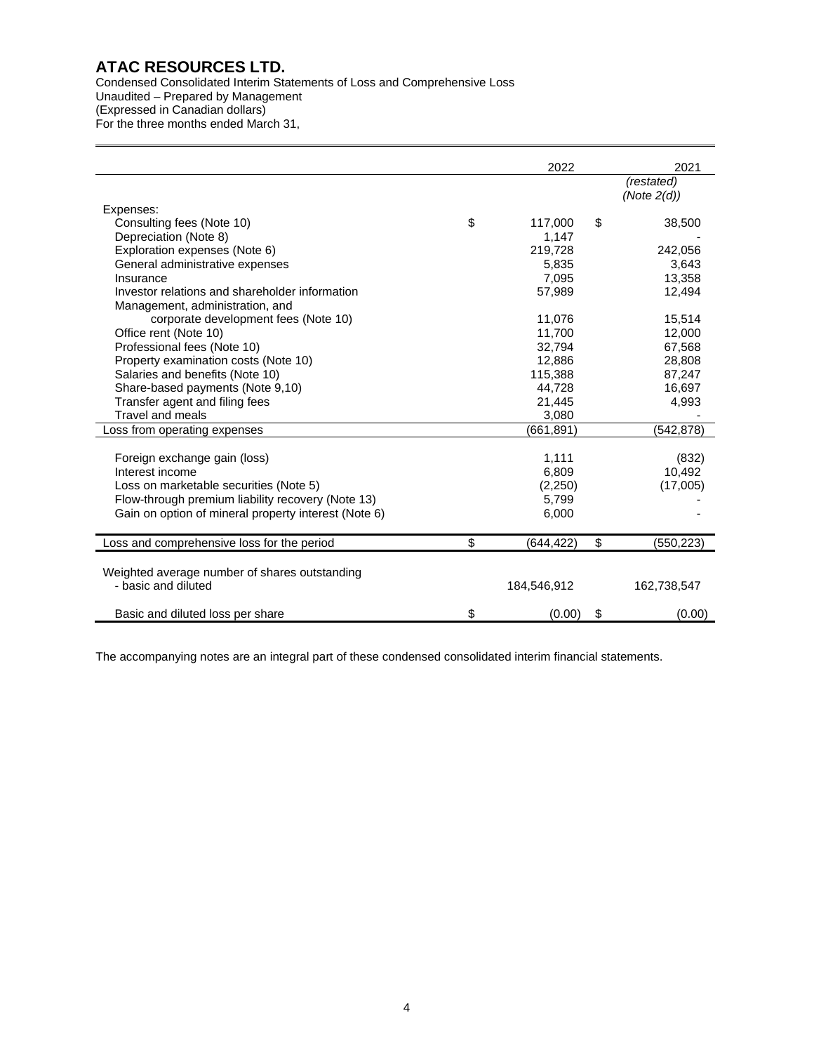# ATAC RESOURCES LTD.

Condensed Consolidated Interim Statements of Loss and Comprehensive Loss
Unaudited – Prepared by Management
(Expressed in Canadian dollars)
For the three months ended March 31,

| | 2022 | 2021 |
|---|---|---|
| | | *(restated)* *(Note 2(d))* |
| Expenses: | | |
| Consulting fees (Note 10) | $ 117,000 | $ 38,500 |
| Depreciation (Note 8) | 1,147 | - |
| Exploration expenses (Note 6) | 219,728 | 242,056 |
| General administrative expenses | 5,835 | 3,643 |
| Insurance | 7,095 | 13,358 |
| Investor relations and shareholder information | 57,989 | 12,494 |
| Management, administration, and corporate development fees (Note 10) | 11,076 | 15,514 |
| Office rent (Note 10) | 11,700 | 12,000 |
| Professional fees (Note 10) | 32,794 | 67,568 |
| Property examination costs (Note 10) | 12,886 | 28,808 |
| Salaries and benefits (Note 10) | 115,388 | 87,247 |
| Share-based payments (Note 9,10) | 44,728 | 16,697 |
| Transfer agent and filing fees | 21,445 | 4,993 |
| Travel and meals | 3,080 | - |
| Loss from operating expenses | (661,891) | (542,878) |
| | | |
| Foreign exchange gain (loss) | 1,111 | (832) |
| Interest income | 6,809 | 10,492 |
| Loss on marketable securities (Note 5) | (2,250) | (17,005) |
| Flow-through premium liability recovery (Note 13) | 5,799 | - |
| Gain on option of mineral property interest (Note 6) | 6,000 | - |
| | | |
| Loss and comprehensive loss for the period | $ (644,422) | $ (550,223) |
| | | |
| Weighted average number of shares outstanding - basic and diluted | 184,546,912 | 162,738,547 |
| | | |
| Basic and diluted loss per share | $ (0.00) | $ (0.00) |

The accompanying notes are an integral part of these condensed consolidated interim financial statements.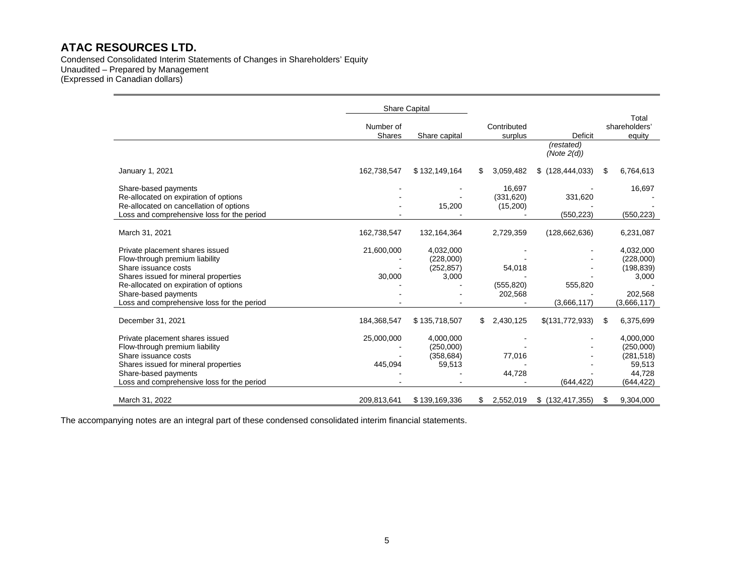# ATAC RESOURCES LTD.

Condensed Consolidated Interim Statements of Changes in Shareholders' Equity
Unaudited – Prepared by Management
(Expressed in Canadian dollars)

| | Share Capital | | | | |
|---|---|---|---|---|---|
| | Number of Shares | Share capital | Contributed surplus | Deficit *(restated) (Note 2(d))* | Total shareholders' equity |
| January 1, 2021 | 162,738,547 | $ 132,149,164 | $ 3,059,482 | $ (128,444,033) | $ 6,764,613 |
| Share-based payments | - | - | 16,697 | - | 16,697 |
| Re-allocated on expiration of options | - | - | (331,620) | 331,620 | - |
| Re-allocated on cancellation of options | - | 15,200 | (15,200) | - | - |
| Loss and comprehensive loss for the period | - | - | - | (550,223) | (550,223) |
| March 31, 2021 | 162,738,547 | 132,164,364 | 2,729,359 | (128,662,636) | 6,231,087 |
| Private placement shares issued | 21,600,000 | 4,032,000 | - | - | 4,032,000 |
| Flow-through premium liability | - | (228,000) | - | - | (228,000) |
| Share issuance costs | - | (252,857) | 54,018 | - | (198,839) |
| Shares issued for mineral properties | 30,000 | 3,000 | - | - | 3,000 |
| Re-allocated on expiration of options | - | - | (555,820) | 555,820 | - |
| Share-based payments | - | - | 202,568 | - | 202,568 |
| Loss and comprehensive loss for the period | - | - | - | (3,666,117) | (3,666,117) |
| December 31, 2021 | 184,368,547 | $ 135,718,507 | $ 2,430,125 | $(131,772,933) | $ 6,375,699 |
| Private placement shares issued | 25,000,000 | 4,000,000 | - | - | 4,000,000 |
| Flow-through premium liability | - | (250,000) | - | - | (250,000) |
| Share issuance costs | - | (358,684) | 77,016 | - | (281,518) |
| Shares issued for mineral properties | 445,094 | 59,513 | - | - | 59,513 |
| Share-based payments | - | - | 44,728 | - | 44,728 |
| Loss and comprehensive loss for the period | - | - | - | (644,422) | (644,422) |
| March 31, 2022 | 209,813,641 | $ 139,169,336 | $ 2,552,019 | $ (132,417,355) | $ 9,304,000 |

The accompanying notes are an integral part of these condensed consolidated interim financial statements.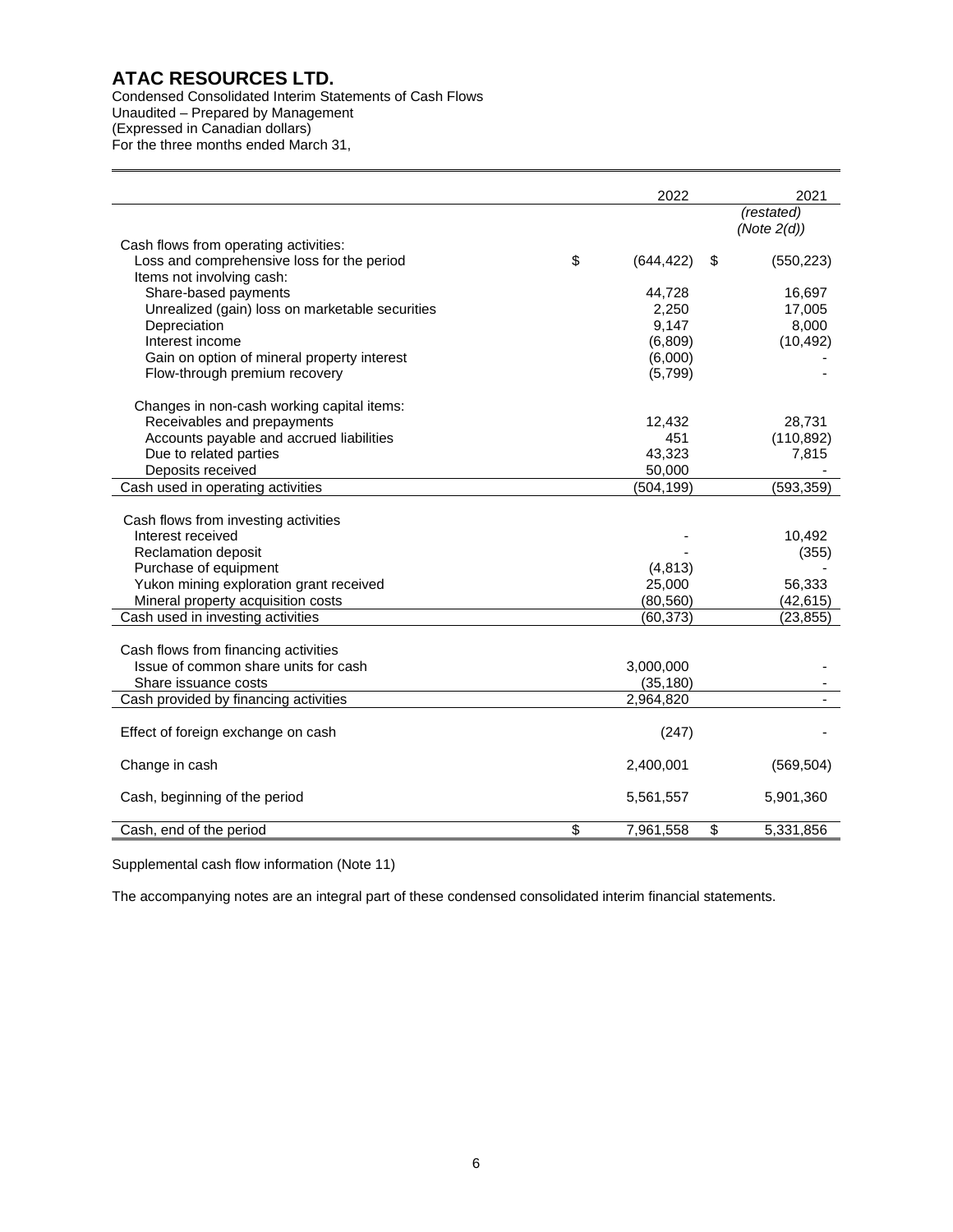# ATAC RESOURCES LTD.

Condensed Consolidated Interim Statements of Cash Flows
Unaudited – Prepared by Management
(Expressed in Canadian dollars)
For the three months ended March 31,

| | 2022 | 2021 |
|---|---|---|
| | | *(restated) (Note 2(d))* |
| Cash flows from operating activities: | | |
| Loss and comprehensive loss for the period | $ (644,422) | $ (550,223) |
| Items not involving cash: | | |
| Share-based payments | 44,728 | 16,697 |
| Unrealized (gain) loss on marketable securities | 2,250 | 17,005 |
| Depreciation | 9,147 | 8,000 |
| Interest income | (6,809) | (10,492) |
| Gain on option of mineral property interest | (6,000) | - |
| Flow-through premium recovery | (5,799) | - |
| Changes in non-cash working capital items: | | |
| Receivables and prepayments | 12,432 | 28,731 |
| Accounts payable and accrued liabilities | 451 | (110,892) |
| Due to related parties | 43,323 | 7,815 |
| Deposits received | 50,000 | - |
| Cash used in operating activities | (504,199) | (593,359) |
| Cash flows from investing activities | | |
| Interest received | - | 10,492 |
| Reclamation deposit | - | (355) |
| Purchase of equipment | (4,813) | - |
| Yukon mining exploration grant received | 25,000 | 56,333 |
| Mineral property acquisition costs | (80,560) | (42,615) |
| Cash used in investing activities | (60,373) | (23,855) |
| Cash flows from financing activities | | |
| Issue of common share units for cash | 3,000,000 | - |
| Share issuance costs | (35,180) | - |
| Cash provided by financing activities | 2,964,820 | - |
| Effect of foreign exchange on cash | (247) | - |
| Change in cash | 2,400,001 | (569,504) |
| Cash, beginning of the period | 5,561,557 | 5,901,360 |
| Cash, end of the period | $ 7,961,558 | $ 5,331,856 |

Supplemental cash flow information (Note 11)

The accompanying notes are an integral part of these condensed consolidated interim financial statements.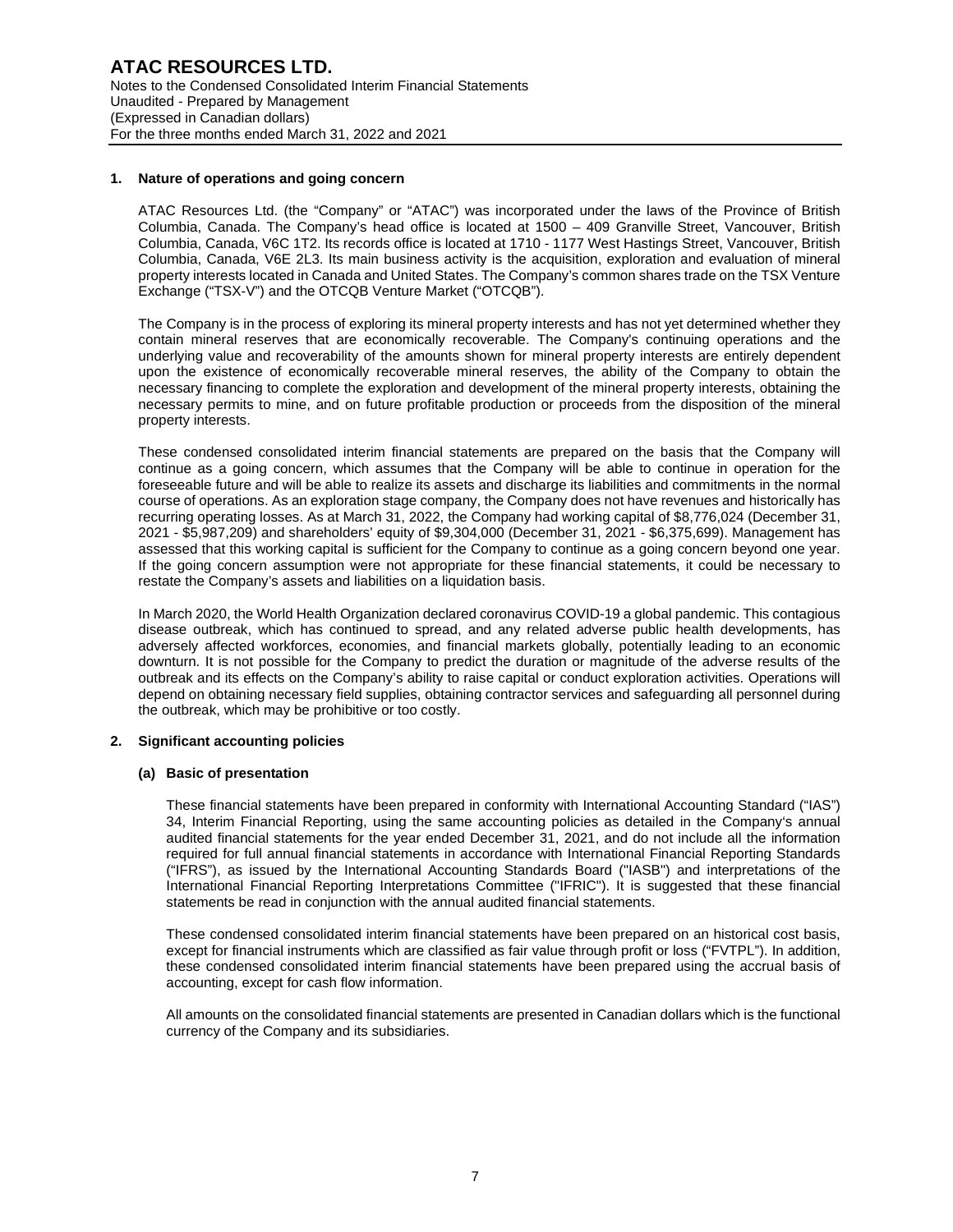# ATAC RESOURCES LTD.

Notes to the Condensed Consolidated Interim Financial Statements
Unaudited - Prepared by Management
(Expressed in Canadian dollars)
For the three months ended March 31, 2022 and 2021

## 1. Nature of operations and going concern

ATAC Resources Ltd. (the "Company" or "ATAC") was incorporated under the laws of the Province of British Columbia, Canada. The Company's head office is located at 1500 – 409 Granville Street, Vancouver, British Columbia, Canada, V6C 1T2. Its records office is located at 1710 - 1177 West Hastings Street, Vancouver, British Columbia, Canada, V6E 2L3. Its main business activity is the acquisition, exploration and evaluation of mineral property interests located in Canada and United States. The Company's common shares trade on the TSX Venture Exchange ("TSX-V") and the OTCQB Venture Market ("OTCQB").

The Company is in the process of exploring its mineral property interests and has not yet determined whether they contain mineral reserves that are economically recoverable. The Company's continuing operations and the underlying value and recoverability of the amounts shown for mineral property interests are entirely dependent upon the existence of economically recoverable mineral reserves, the ability of the Company to obtain the necessary financing to complete the exploration and development of the mineral property interests, obtaining the necessary permits to mine, and on future profitable production or proceeds from the disposition of the mineral property interests.

These condensed consolidated interim financial statements are prepared on the basis that the Company will continue as a going concern, which assumes that the Company will be able to continue in operation for the foreseeable future and will be able to realize its assets and discharge its liabilities and commitments in the normal course of operations. As an exploration stage company, the Company does not have revenues and historically has recurring operating losses. As at March 31, 2022, the Company had working capital of $8,776,024 (December 31, 2021 - $5,987,209) and shareholders' equity of $9,304,000 (December 31, 2021 - $6,375,699). Management has assessed that this working capital is sufficient for the Company to continue as a going concern beyond one year. If the going concern assumption were not appropriate for these financial statements, it could be necessary to restate the Company's assets and liabilities on a liquidation basis.

In March 2020, the World Health Organization declared coronavirus COVID-19 a global pandemic. This contagious disease outbreak, which has continued to spread, and any related adverse public health developments, has adversely affected workforces, economies, and financial markets globally, potentially leading to an economic downturn. It is not possible for the Company to predict the duration or magnitude of the adverse results of the outbreak and its effects on the Company's ability to raise capital or conduct exploration activities. Operations will depend on obtaining necessary field supplies, obtaining contractor services and safeguarding all personnel during the outbreak, which may be prohibitive or too costly.

## 2. Significant accounting policies

### (a) Basic of presentation

These financial statements have been prepared in conformity with International Accounting Standard ("IAS") 34, Interim Financial Reporting, using the same accounting policies as detailed in the Company's annual audited financial statements for the year ended December 31, 2021, and do not include all the information required for full annual financial statements in accordance with International Financial Reporting Standards ("IFRS"), as issued by the International Accounting Standards Board ("IASB") and interpretations of the International Financial Reporting Interpretations Committee ("IFRIC"). It is suggested that these financial statements be read in conjunction with the annual audited financial statements.

These condensed consolidated interim financial statements have been prepared on an historical cost basis, except for financial instruments which are classified as fair value through profit or loss ("FVTPL"). In addition, these condensed consolidated interim financial statements have been prepared using the accrual basis of accounting, except for cash flow information.

All amounts on the consolidated financial statements are presented in Canadian dollars which is the functional currency of the Company and its subsidiaries.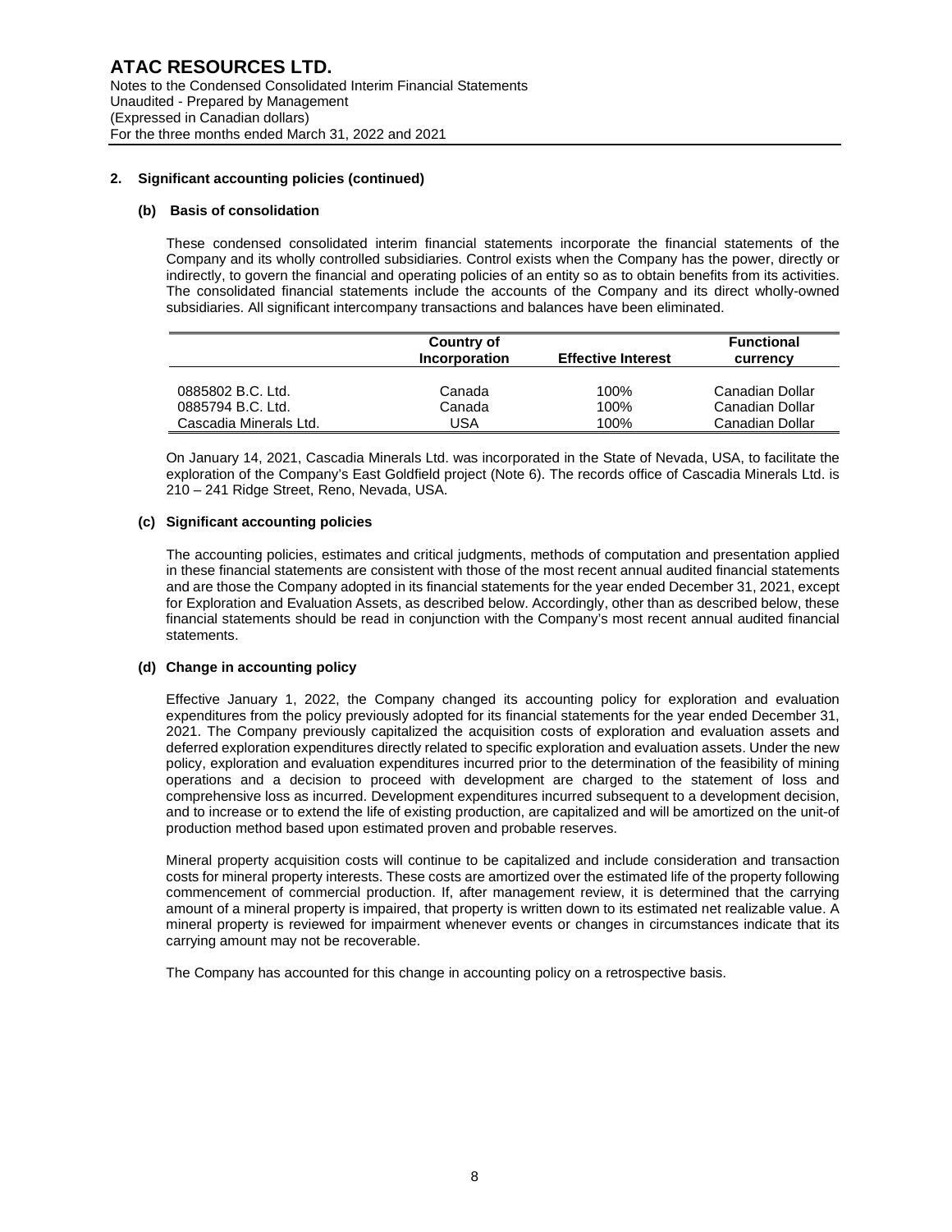## 2. Significant accounting policies (continued)

### (b) Basis of consolidation

These condensed consolidated interim financial statements incorporate the financial statements of the Company and its wholly controlled subsidiaries. Control exists when the Company has the power, directly or indirectly, to govern the financial and operating policies of an entity so as to obtain benefits from its activities. The consolidated financial statements include the accounts of the Company and its direct wholly-owned subsidiaries. All significant intercompany transactions and balances have been eliminated.

| | Country of Incorporation | Effective Interest | Functional currency |
|---|---|---|---|
| 0885802 B.C. Ltd. | Canada | 100% | Canadian Dollar |
| 0885794 B.C. Ltd. | Canada | 100% | Canadian Dollar |
| Cascadia Minerals Ltd. | USA | 100% | Canadian Dollar |

On January 14, 2021, Cascadia Minerals Ltd. was incorporated in the State of Nevada, USA, to facilitate the exploration of the Company's East Goldfield project (Note 6). The records office of Cascadia Minerals Ltd. is 210 – 241 Ridge Street, Reno, Nevada, USA.

### (c) Significant accounting policies

The accounting policies, estimates and critical judgments, methods of computation and presentation applied in these financial statements are consistent with those of the most recent annual audited financial statements and are those the Company adopted in its financial statements for the year ended December 31, 2021, except for Exploration and Evaluation Assets, as described below. Accordingly, other than as described below, these financial statements should be read in conjunction with the Company's most recent annual audited financial statements.

### (d) Change in accounting policy

Effective January 1, 2022, the Company changed its accounting policy for exploration and evaluation expenditures from the policy previously adopted for its financial statements for the year ended December 31, 2021. The Company previously capitalized the acquisition costs of exploration and evaluation assets and deferred exploration expenditures directly related to specific exploration and evaluation assets. Under the new policy, exploration and evaluation expenditures incurred prior to the determination of the feasibility of mining operations and a decision to proceed with development are charged to the statement of loss and comprehensive loss as incurred. Development expenditures incurred subsequent to a development decision, and to increase or to extend the life of existing production, are capitalized and will be amortized on the unit-of production method based upon estimated proven and probable reserves.

Mineral property acquisition costs will continue to be capitalized and include consideration and transaction costs for mineral property interests. These costs are amortized over the estimated life of the property following commencement of commercial production. If, after management review, it is determined that the carrying amount of a mineral property is impaired, that property is written down to its estimated net realizable value. A mineral property is reviewed for impairment whenever events or changes in circumstances indicate that its carrying amount may not be recoverable.

The Company has accounted for this change in accounting policy on a retrospective basis.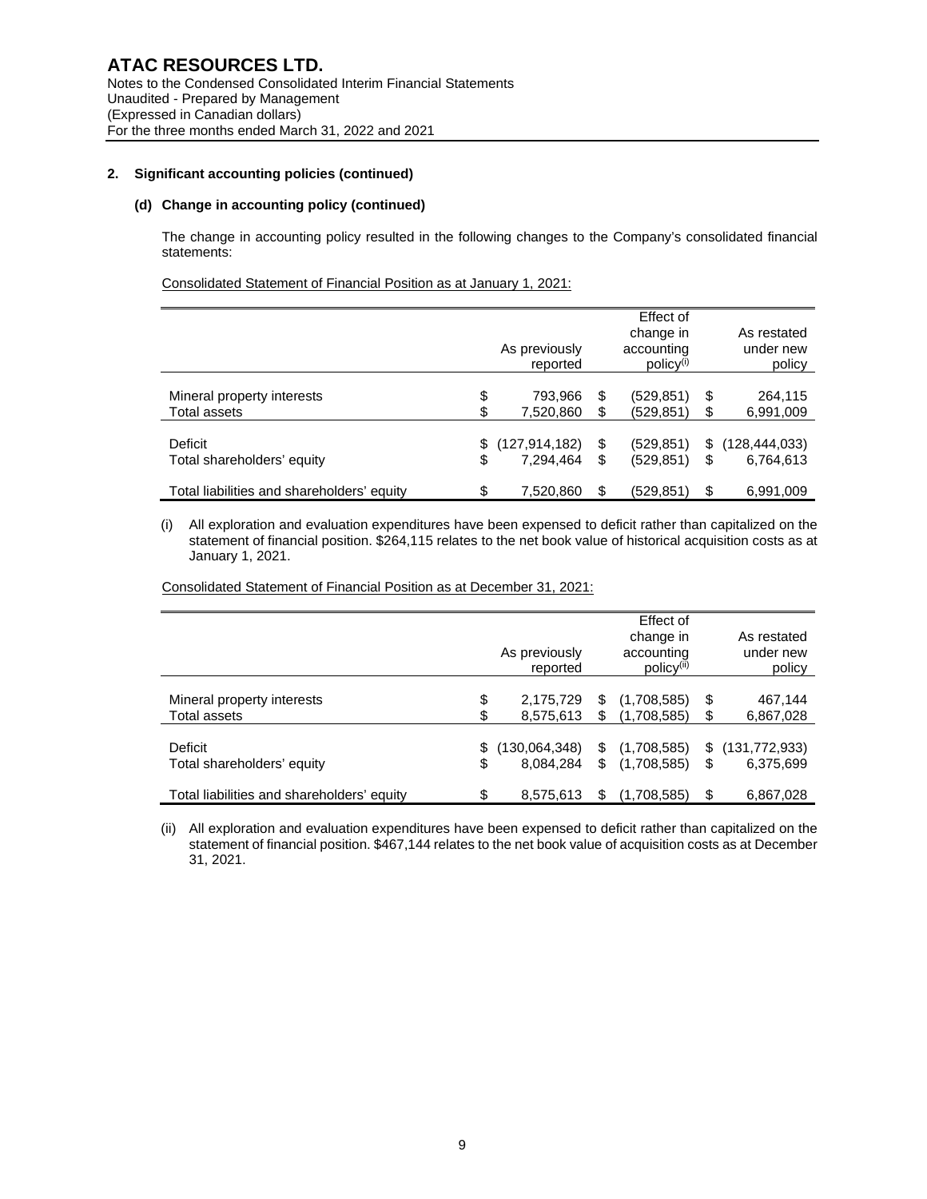### 2. Significant accounting policies (continued)

#### (d) Change in accounting policy (continued)

The change in accounting policy resulted in the following changes to the Company's consolidated financial statements:

Consolidated Statement of Financial Position as at January 1, 2021:

| | As previously reported | Effect of change in accounting policy[(i)] | As restated under new policy |
|---|---|---|---|
| Mineral property interests | $ 793,966 | $ (529,851) | $ 264,115 |
| Total assets | $ 7,520,860 | $ (529,851) | $ 6,991,009 |
| Deficit | $ (127,914,182) | $ (529,851) | $ (128,444,033) |
| Total shareholders' equity | $ 7,294,464 | $ (529,851) | $ 6,764,613 |
| Total liabilities and shareholders' equity | $ 7,520,860 | $ (529,851) | $ 6,991,009 |

(i) All exploration and evaluation expenditures have been expensed to deficit rather than capitalized on the statement of financial position. $264,115 relates to the net book value of historical acquisition costs as at January 1, 2021.

Consolidated Statement of Financial Position as at December 31, 2021:

| | As previously reported | Effect of change in accounting policy[(ii)] | As restated under new policy |
|---|---|---|---|
| Mineral property interests | $ 2,175,729 | $ (1,708,585) | $ 467,144 |
| Total assets | $ 8,575,613 | $ (1,708,585) | $ 6,867,028 |
| Deficit | $ (130,064,348) | $ (1,708,585) | $ (131,772,933) |
| Total shareholders' equity | $ 8,084,284 | $ (1,708,585) | $ 6,375,699 |
| Total liabilities and shareholders' equity | $ 8,575,613 | $ (1,708,585) | $ 6,867,028 |

(ii) All exploration and evaluation expenditures have been expensed to deficit rather than capitalized on the statement of financial position. $467,144 relates to the net book value of acquisition costs as at December 31, 2021.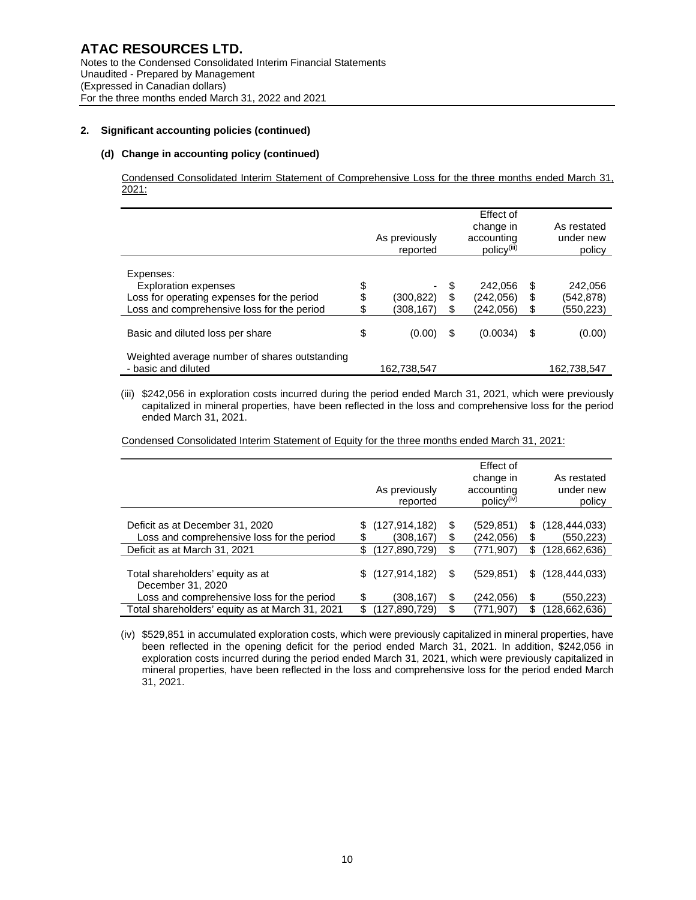## 2. Significant accounting policies (continued)

### (d) Change in accounting policy (continued)

Condensed Consolidated Interim Statement of Comprehensive Loss for the three months ended March 31, 2021:

| | As previously reported | Effect of change in accounting policy[(iii)] | As restated under new policy |
|---|---|---|---|
| Expenses: | | | |
| Exploration expenses | $ - | $ 242,056 | $ 242,056 |
| Loss for operating expenses for the period | $ (300,822) | $ (242,056) | $ (542,878) |
| Loss and comprehensive loss for the period | $ (308,167) | $ (242,056) | $ (550,223) |
| Basic and diluted loss per share | $ (0.00) | $ (0.0034) | $ (0.00) |
| Weighted average number of shares outstanding - basic and diluted | 162,738,547 | | 162,738,547 |

(iii) $242,056 in exploration costs incurred during the period ended March 31, 2021, which were previously capitalized in mineral properties, have been reflected in the loss and comprehensive loss for the period ended March 31, 2021.

Condensed Consolidated Interim Statement of Equity for the three months ended March 31, 2021:

| | As previously reported | Effect of change in accounting policy[(iv)] | As restated under new policy |
|---|---|---|---|
| Deficit as at December 31, 2020 | $ (127,914,182) | $ (529,851) | $ (128,444,033) |
| Loss and comprehensive loss for the period | $ (308,167) | $ (242,056) | $ (550,223) |
| Deficit as at March 31, 2021 | $ (127,890,729) | $ (771,907) | $ (128,662,636) |
| Total shareholders' equity as at December 31, 2020 | $ (127,914,182) | $ (529,851) | $ (128,444,033) |
| Loss and comprehensive loss for the period | $ (308,167) | $ (242,056) | $ (550,223) |
| Total shareholders' equity as at March 31, 2021 | $ (127,890,729) | $ (771,907) | $ (128,662,636) |

(iv) $529,851 in accumulated exploration costs, which were previously capitalized in mineral properties, have been reflected in the opening deficit for the period ended March 31, 2021. In addition, $242,056 in exploration costs incurred during the period ended March 31, 2021, which were previously capitalized in mineral properties, have been reflected in the loss and comprehensive loss for the period ended March 31, 2021.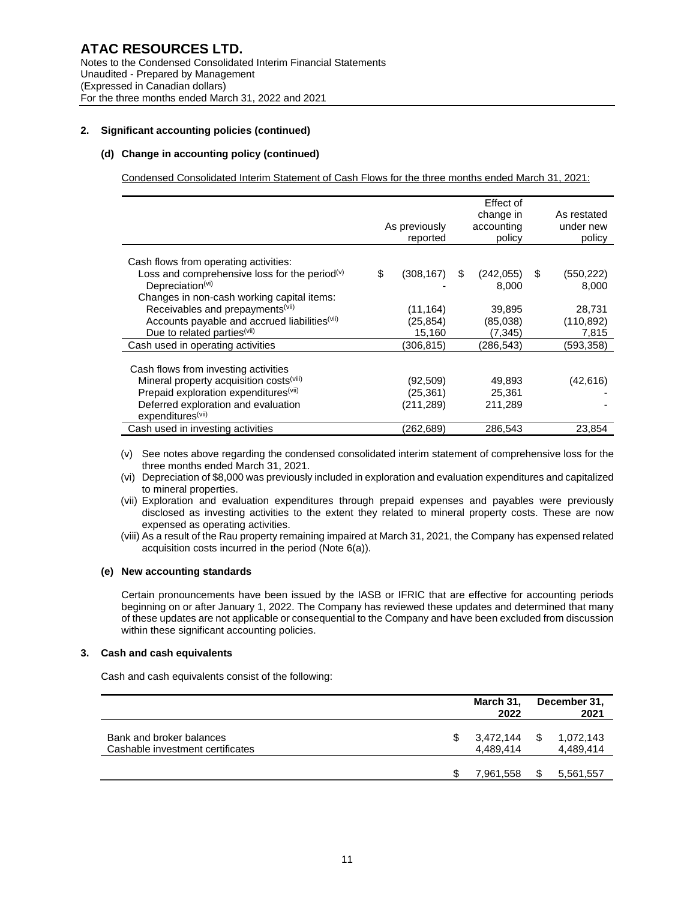## 2. Significant accounting policies (continued)

### (d) Change in accounting policy (continued)

Condensed Consolidated Interim Statement of Cash Flows for the three months ended March 31, 2021:

| | As previously reported | Effect of change in accounting policy | As restated under new policy |
|---|---|---|---|
| Cash flows from operating activities: | | | |
| Loss and comprehensive loss for the period(v) | $ (308,167) | $ (242,055) | $ (550,222) |
| Depreciation(vi) | - | 8,000 | 8,000 |
| Changes in non-cash working capital items: | | | |
| Receivables and prepayments(vii) | (11,164) | 39,895 | 28,731 |
| Accounts payable and accrued liabilities(vii) | (25,854) | (85,038) | (110,892) |
| Due to related parties(vii) | 15,160 | (7,345) | 7,815 |
| Cash used in operating activities | (306,815) | (286,543) | (593,358) |
| Cash flows from investing activities | | | |
| Mineral property acquisition costs(viii) | (92,509) | 49,893 | (42,616) |
| Prepaid exploration expenditures(vii) | (25,361) | 25,361 | - |
| Deferred exploration and evaluation expenditures(vii) | (211,289) | 211,289 | - |
| Cash used in investing activities | (262,689) | 286,543 | 23,854 |

(v) See notes above regarding the condensed consolidated interim statement of comprehensive loss for the three months ended March 31, 2021.

(vi) Depreciation of $8,000 was previously included in exploration and evaluation expenditures and capitalized to mineral properties.

(vii) Exploration and evaluation expenditures through prepaid expenses and payables were previously disclosed as investing activities to the extent they related to mineral property costs. These are now expensed as operating activities.

(viii) As a result of the Rau property remaining impaired at March 31, 2021, the Company has expensed related acquisition costs incurred in the period (Note 6(a)).

### (e) New accounting standards

Certain pronouncements have been issued by the IASB or IFRIC that are effective for accounting periods beginning on or after January 1, 2022. The Company has reviewed these updates and determined that many of these updates are not applicable or consequential to the Company and have been excluded from discussion within these significant accounting policies.

## 3. Cash and cash equivalents

Cash and cash equivalents consist of the following:

| | March 31, 2022 | December 31, 2021 |
|---|---|---|
| Bank and broker balances | $ 3,472,144 | $ 1,072,143 |
| Cashable investment certificates | 4,489,414 | 4,489,414 |
| | $ 7,961,558 | $ 5,561,557 |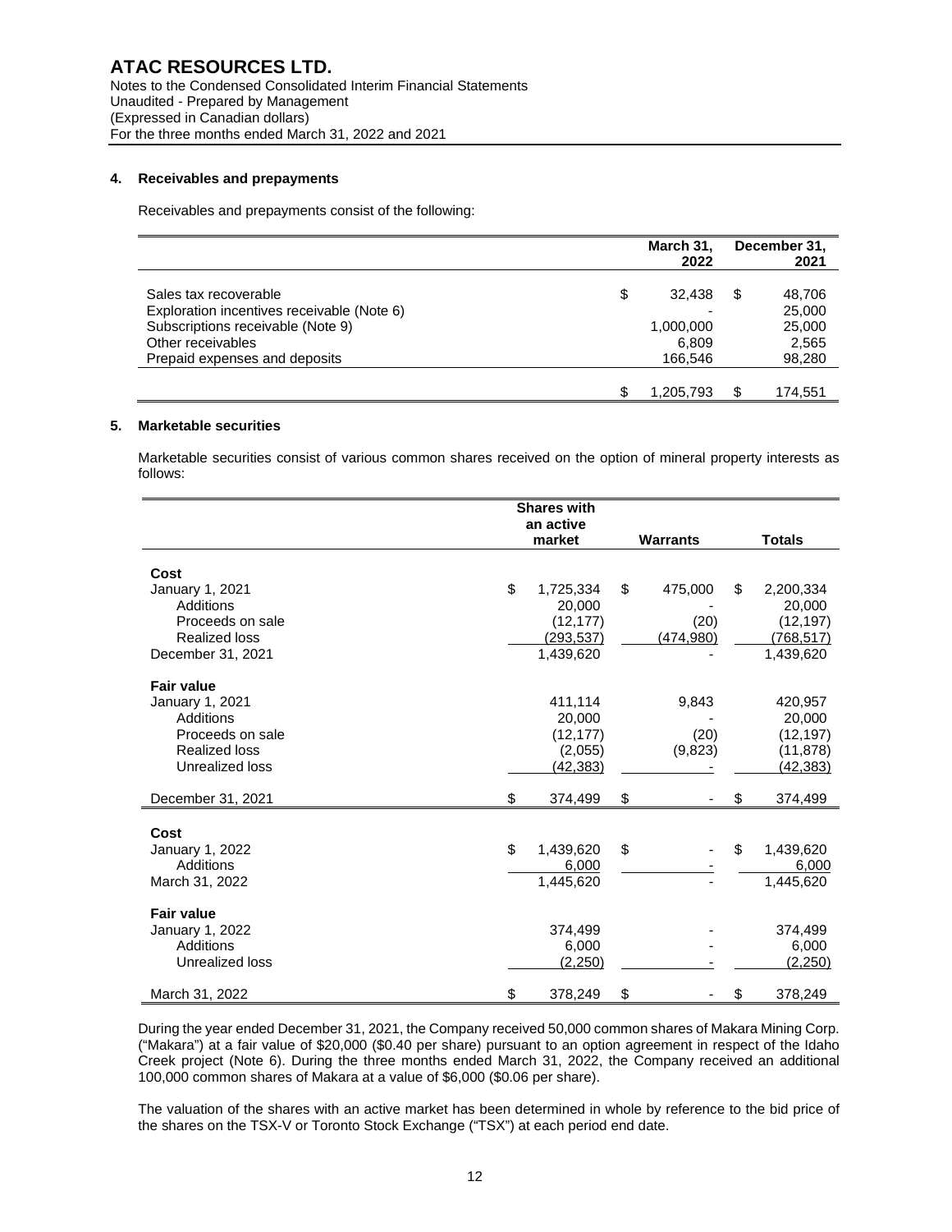## 4. Receivables and prepayments

Receivables and prepayments consist of the following:

| | March 31, 2022 | December 31, 2021 |
|---|---|---|
| Sales tax recoverable | $ 32,438 | $ 48,706 |
| Exploration incentives receivable (Note 6) | - | 25,000 |
| Subscriptions receivable (Note 9) | 1,000,000 | 25,000 |
| Other receivables | 6,809 | 2,565 |
| Prepaid expenses and deposits | 166,546 | 98,280 |
| | $ 1,205,793 | $ 174,551 |

## 5. Marketable securities

Marketable securities consist of various common shares received on the option of mineral property interests as follows:

| | Shares with an active market | Warrants | Totals |
|---|---|---|---|
| **Cost** | | | |
| January 1, 2021 | $ 1,725,334 | $ 475,000 | $ 2,200,334 |
| Additions | 20,000 | - | 20,000 |
| Proceeds on sale | (12,177) | (20) | (12,197) |
| Realized loss | (293,537) | (474,980) | (768,517) |
| December 31, 2021 | 1,439,620 | - | 1,439,620 |
| **Fair value** | | | |
| January 1, 2021 | 411,114 | 9,843 | 420,957 |
| Additions | 20,000 | - | 20,000 |
| Proceeds on sale | (12,177) | (20) | (12,197) |
| Realized loss | (2,055) | (9,823) | (11,878) |
| Unrealized loss | (42,383) | - | (42,383) |
| December 31, 2021 | $ 374,499 | $ - | $ 374,499 |
| **Cost** | | | |
| January 1, 2022 | $ 1,439,620 | $ - | $ 1,439,620 |
| Additions | 6,000 | - | 6,000 |
| March 31, 2022 | 1,445,620 | - | 1,445,620 |
| **Fair value** | | | |
| January 1, 2022 | 374,499 | - | 374,499 |
| Additions | 6,000 | - | 6,000 |
| Unrealized loss | (2,250) | - | (2,250) |
| March 31, 2022 | $ 378,249 | $ - | $ 378,249 |

During the year ended December 31, 2021, the Company received 50,000 common shares of Makara Mining Corp. ("Makara") at a fair value of $20,000 ($0.40 per share) pursuant to an option agreement in respect of the Idaho Creek project (Note 6). During the three months ended March 31, 2022, the Company received an additional 100,000 common shares of Makara at a value of $6,000 ($0.06 per share).

The valuation of the shares with an active market has been determined in whole by reference to the bid price of the shares on the TSX-V or Toronto Stock Exchange ("TSX") at each period end date.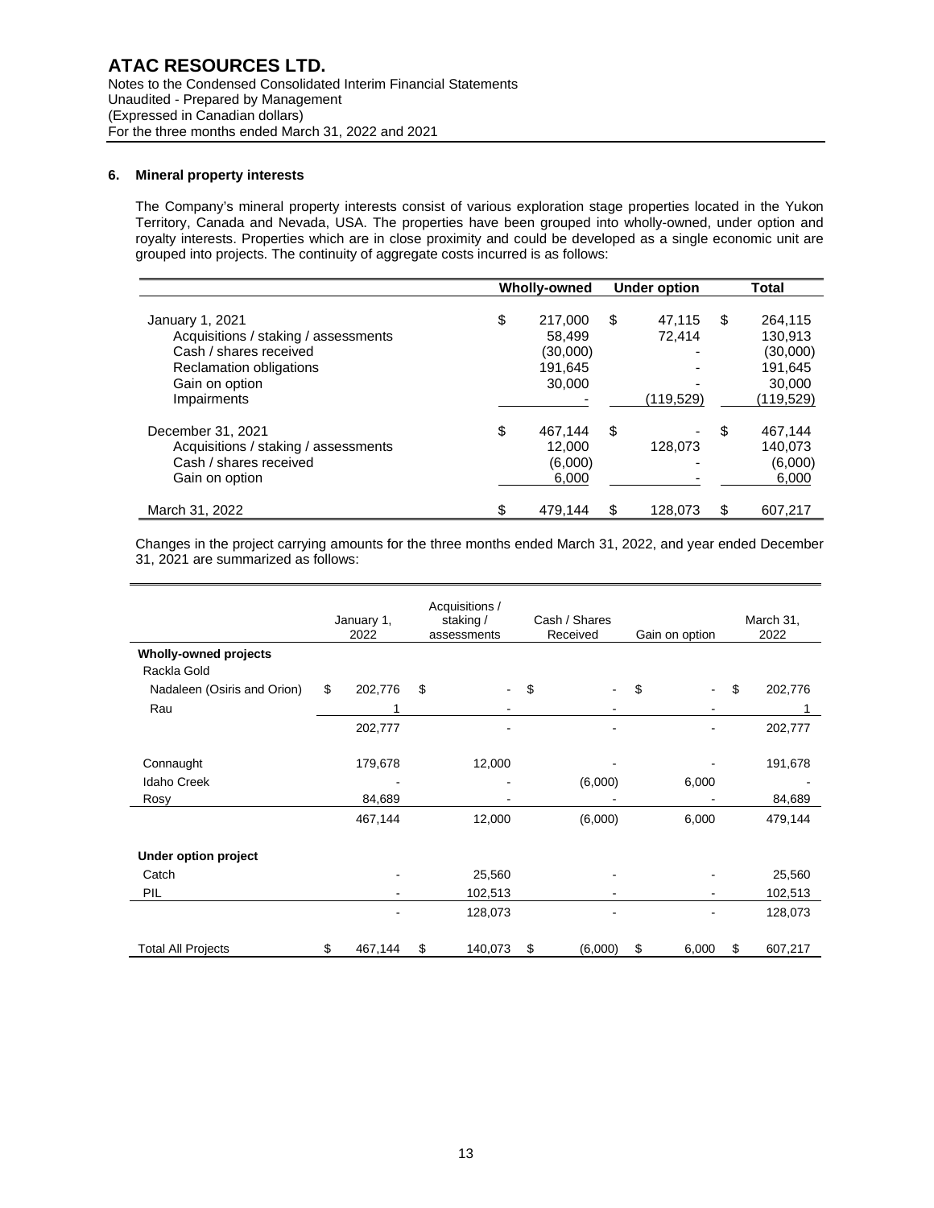## 6. Mineral property interests

The Company's mineral property interests consist of various exploration stage properties located in the Yukon Territory, Canada and Nevada, USA. The properties have been grouped into wholly-owned, under option and royalty interests. Properties which are in close proximity and could be developed as a single economic unit are grouped into projects. The continuity of aggregate costs incurred is as follows:

| | Wholly-owned | Under option | Total |
|---|---|---|---|
| January 1, 2021 | $ 217,000 | $ 47,115 | $ 264,115 |
| Acquisitions / staking / assessments | 58,499 | 72,414 | 130,913 |
| Cash / shares received | (30,000) | - | (30,000) |
| Reclamation obligations | 191,645 | - | 191,645 |
| Gain on option | 30,000 | - | 30,000 |
| Impairments | - | (119,529) | (119,529) |
| December 31, 2021 | $ 467,144 | $ - | $ 467,144 |
| Acquisitions / staking / assessments | 12,000 | 128,073 | 140,073 |
| Cash / shares received | (6,000) | - | (6,000) |
| Gain on option | 6,000 | - | 6,000 |
| March 31, 2022 | $ 479,144 | $ 128,073 | $ 607,217 |

Changes in the project carrying amounts for the three months ended March 31, 2022, and year ended December 31, 2021 are summarized as follows:

| | January 1, 2022 | Acquisitions / staking / assessments | Cash / Shares Received | Gain on option | March 31, 2022 |
|---|---|---|---|---|---|
| **Wholly-owned projects** | | | | | |
| Rackla Gold | | | | | |
| Nadaleen (Osiris and Orion) | $ 202,776 | $ - | $ - | $ - | $ 202,776 |
| Rau | 1 | - | - | - | 1 |
| | 202,777 | - | - | - | 202,777 |
| Connaught | 179,678 | 12,000 | - | - | 191,678 |
| Idaho Creek | - | - | (6,000) | 6,000 | - |
| Rosy | 84,689 | - | - | - | 84,689 |
| | 467,144 | 12,000 | (6,000) | 6,000 | 479,144 |
| **Under option project** | | | | | |
| Catch | - | 25,560 | - | - | 25,560 |
| PIL | - | 102,513 | - | - | 102,513 |
| | - | 128,073 | - | - | 128,073 |
| Total All Projects | $ 467,144 | $ 140,073 | $ (6,000) | $ 6,000 | $ 607,217 |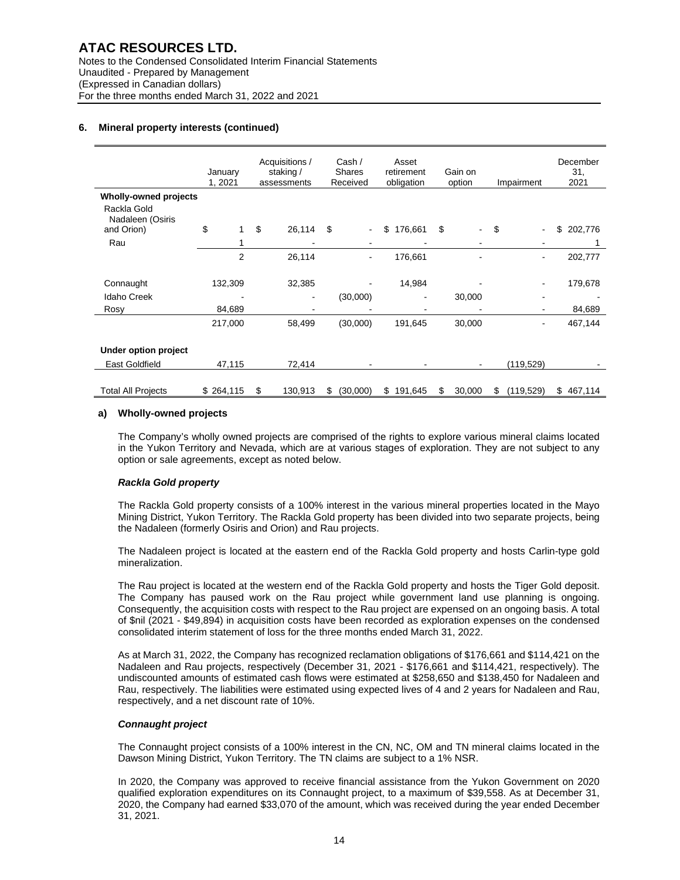## 6. Mineral property interests (continued)

| | January 1, 2021 | Acquisitions / staking / assessments | Cash / Shares Received | Asset retirement obligation | Gain on option | Impairment | December 31, 2021 |
|---|---|---|---|---|---|---|---|
| **Wholly-owned projects** | | | | | | | |
| Rackla Gold Nadaleen (Osiris and Orion) | $ 1 | $ 26,114 | $ - | $ 176,661 | $ - | $ - | $ 202,776 |
| Rau | 1 | - | - | - | - | - | 1 |
| | 2 | 26,114 | - | 176,661 | - | - | 202,777 |
| Connaught | 132,309 | 32,385 | - | 14,984 | - | - | 179,678 |
| Idaho Creek | - | - | (30,000) | - | 30,000 | - | - |
| Rosy | 84,689 | - | - | - | - | - | 84,689 |
| | 217,000 | 58,499 | (30,000) | 191,645 | 30,000 | - | 467,144 |
| **Under option project** | | | | | | | |
| East Goldfield | 47,115 | 72,414 | - | - | - | (119,529) | - |
| Total All Projects | $ 264,115 | $ 130,913 | $ (30,000) | $ 191,645 | $ 30,000 | $ (119,529) | $ 467,114 |

### a) Wholly-owned projects

The Company's wholly owned projects are comprised of the rights to explore various mineral claims located in the Yukon Territory and Nevada, which are at various stages of exploration. They are not subject to any option or sale agreements, except as noted below.

#### *Rackla Gold property*

The Rackla Gold property consists of a 100% interest in the various mineral properties located in the Mayo Mining District, Yukon Territory. The Rackla Gold property has been divided into two separate projects, being the Nadaleen (formerly Osiris and Orion) and Rau projects.

The Nadaleen project is located at the eastern end of the Rackla Gold property and hosts Carlin-type gold mineralization.

The Rau project is located at the western end of the Rackla Gold property and hosts the Tiger Gold deposit. The Company has paused work on the Rau project while government land use planning is ongoing. Consequently, the acquisition costs with respect to the Rau project are expensed on an ongoing basis. A total of $nil (2021 - $49,894) in acquisition costs have been recorded as exploration expenses on the condensed consolidated interim statement of loss for the three months ended March 31, 2022.

As at March 31, 2022, the Company has recognized reclamation obligations of $176,661 and $114,421 on the Nadaleen and Rau projects, respectively (December 31, 2021 - $176,661 and $114,421, respectively). The undiscounted amounts of estimated cash flows were estimated at $258,650 and $138,450 for Nadaleen and Rau, respectively. The liabilities were estimated using expected lives of 4 and 2 years for Nadaleen and Rau, respectively, and a net discount rate of 10%.

#### *Connaught project*

The Connaught project consists of a 100% interest in the CN, NC, OM and TN mineral claims located in the Dawson Mining District, Yukon Territory. The TN claims are subject to a 1% NSR.

In 2020, the Company was approved to receive financial assistance from the Yukon Government on 2020 qualified exploration expenditures on its Connaught project, to a maximum of $39,558. As at December 31, 2020, the Company had earned $33,070 of the amount, which was received during the year ended December 31, 2021.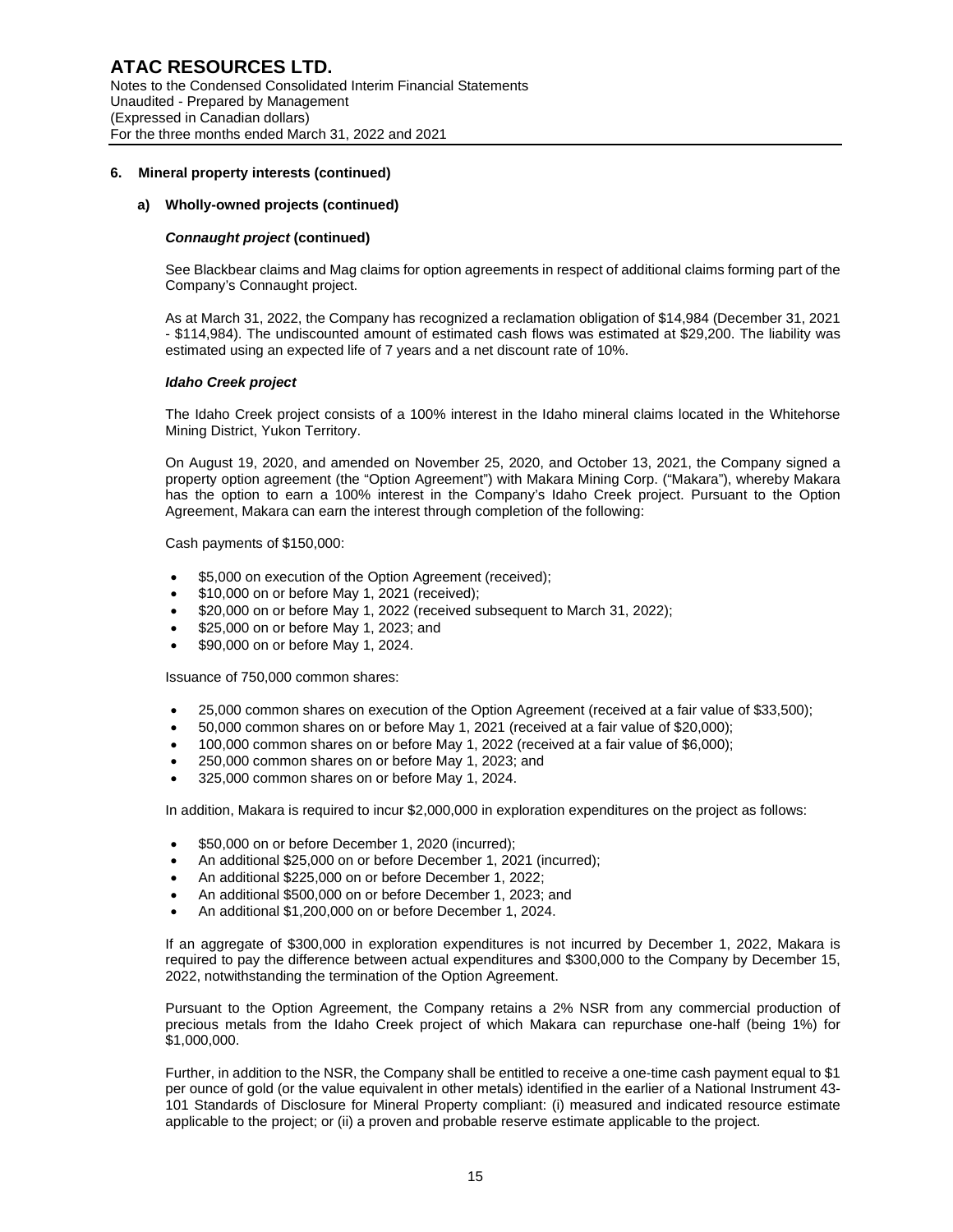## 6. Mineral property interests (continued)

### a) Wholly-owned projects (continued)

***Connaught project* (continued)**

See Blackbear claims and Mag claims for option agreements in respect of additional claims forming part of the Company's Connaught project.

As at March 31, 2022, the Company has recognized a reclamation obligation of $14,984 (December 31, 2021 - $114,984). The undiscounted amount of estimated cash flows was estimated at $29,200. The liability was estimated using an expected life of 7 years and a net discount rate of 10%.

***Idaho Creek project***

The Idaho Creek project consists of a 100% interest in the Idaho mineral claims located in the Whitehorse Mining District, Yukon Territory.

On August 19, 2020, and amended on November 25, 2020, and October 13, 2021, the Company signed a property option agreement (the "Option Agreement") with Makara Mining Corp. ("Makara"), whereby Makara has the option to earn a 100% interest in the Company's Idaho Creek project. Pursuant to the Option Agreement, Makara can earn the interest through completion of the following:

Cash payments of $150,000:

- $5,000 on execution of the Option Agreement (received);
- $10,000 on or before May 1, 2021 (received);
- $20,000 on or before May 1, 2022 (received subsequent to March 31, 2022);
- $25,000 on or before May 1, 2023; and
- $90,000 on or before May 1, 2024.

Issuance of 750,000 common shares:

- 25,000 common shares on execution of the Option Agreement (received at a fair value of $33,500);
- 50,000 common shares on or before May 1, 2021 (received at a fair value of $20,000);
- 100,000 common shares on or before May 1, 2022 (received at a fair value of $6,000);
- 250,000 common shares on or before May 1, 2023; and
- 325,000 common shares on or before May 1, 2024.

In addition, Makara is required to incur $2,000,000 in exploration expenditures on the project as follows:

- $50,000 on or before December 1, 2020 (incurred);
- An additional $25,000 on or before December 1, 2021 (incurred);
- An additional $225,000 on or before December 1, 2022;
- An additional $500,000 on or before December 1, 2023; and
- An additional $1,200,000 on or before December 1, 2024.

If an aggregate of $300,000 in exploration expenditures is not incurred by December 1, 2022, Makara is required to pay the difference between actual expenditures and $300,000 to the Company by December 15, 2022, notwithstanding the termination of the Option Agreement.

Pursuant to the Option Agreement, the Company retains a 2% NSR from any commercial production of precious metals from the Idaho Creek project of which Makara can repurchase one-half (being 1%) for $1,000,000.

Further, in addition to the NSR, the Company shall be entitled to receive a one-time cash payment equal to $1 per ounce of gold (or the value equivalent in other metals) identified in the earlier of a National Instrument 43-101 Standards of Disclosure for Mineral Property compliant: (i) measured and indicated resource estimate applicable to the project; or (ii) a proven and probable reserve estimate applicable to the project.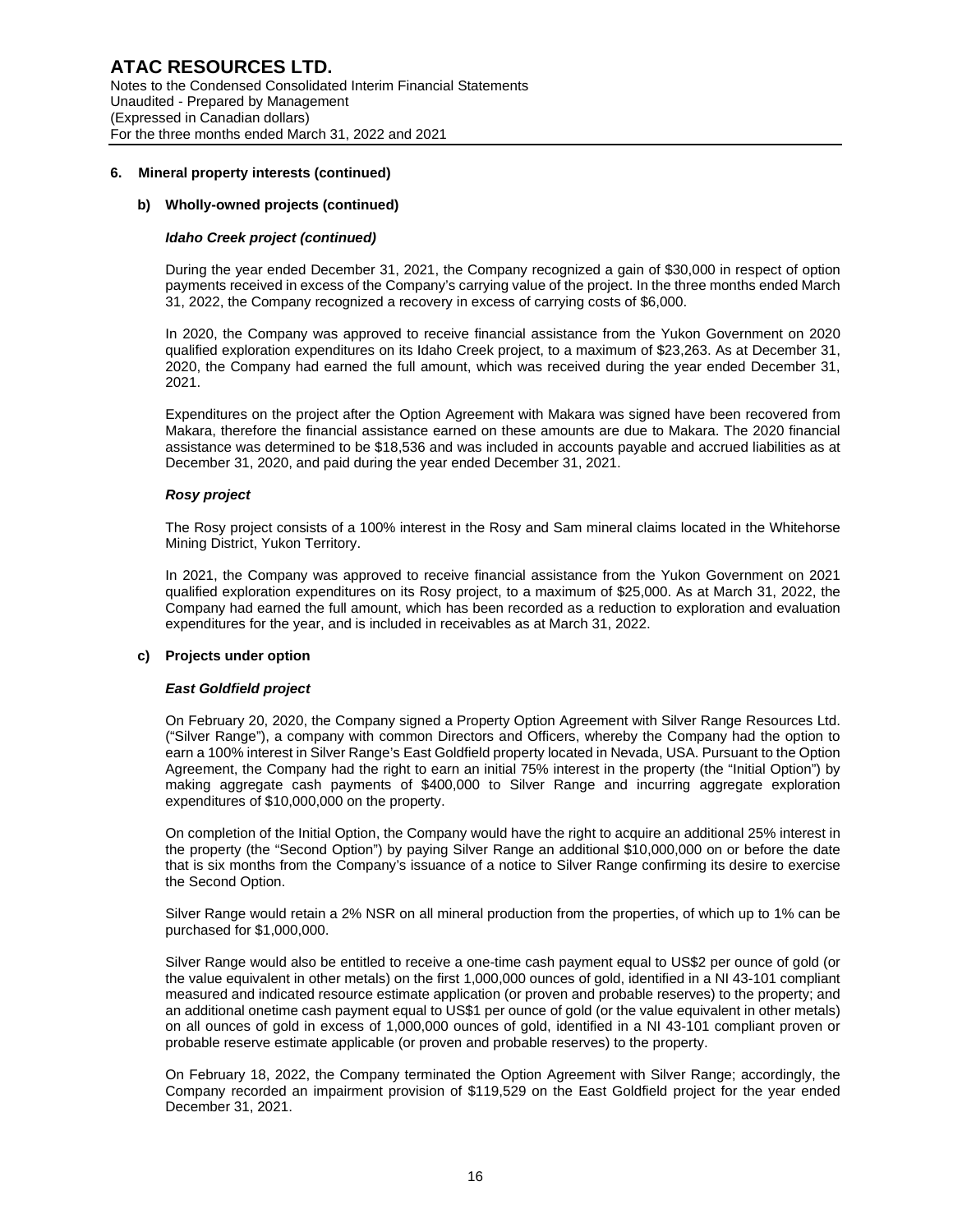## 6. Mineral property interests (continued)

### b) Wholly-owned projects (continued)

#### *Idaho Creek project (continued)*

During the year ended December 31, 2021, the Company recognized a gain of $30,000 in respect of option payments received in excess of the Company's carrying value of the project. In the three months ended March 31, 2022, the Company recognized a recovery in excess of carrying costs of $6,000.

In 2020, the Company was approved to receive financial assistance from the Yukon Government on 2020 qualified exploration expenditures on its Idaho Creek project, to a maximum of $23,263. As at December 31, 2020, the Company had earned the full amount, which was received during the year ended December 31, 2021.

Expenditures on the project after the Option Agreement with Makara was signed have been recovered from Makara, therefore the financial assistance earned on these amounts are due to Makara. The 2020 financial assistance was determined to be $18,536 and was included in accounts payable and accrued liabilities as at December 31, 2020, and paid during the year ended December 31, 2021.

#### *Rosy project*

The Rosy project consists of a 100% interest in the Rosy and Sam mineral claims located in the Whitehorse Mining District, Yukon Territory.

In 2021, the Company was approved to receive financial assistance from the Yukon Government on 2021 qualified exploration expenditures on its Rosy project, to a maximum of $25,000. As at March 31, 2022, the Company had earned the full amount, which has been recorded as a reduction to exploration and evaluation expenditures for the year, and is included in receivables as at March 31, 2022.

### c) Projects under option

#### *East Goldfield project*

On February 20, 2020, the Company signed a Property Option Agreement with Silver Range Resources Ltd. ("Silver Range"), a company with common Directors and Officers, whereby the Company had the option to earn a 100% interest in Silver Range's East Goldfield property located in Nevada, USA. Pursuant to the Option Agreement, the Company had the right to earn an initial 75% interest in the property (the "Initial Option") by making aggregate cash payments of $400,000 to Silver Range and incurring aggregate exploration expenditures of $10,000,000 on the property.

On completion of the Initial Option, the Company would have the right to acquire an additional 25% interest in the property (the "Second Option") by paying Silver Range an additional $10,000,000 on or before the date that is six months from the Company's issuance of a notice to Silver Range confirming its desire to exercise the Second Option.

Silver Range would retain a 2% NSR on all mineral production from the properties, of which up to 1% can be purchased for $1,000,000.

Silver Range would also be entitled to receive a one-time cash payment equal to US$2 per ounce of gold (or the value equivalent in other metals) on the first 1,000,000 ounces of gold, identified in a NI 43-101 compliant measured and indicated resource estimate application (or proven and probable reserves) to the property; and an additional onetime cash payment equal to US$1 per ounce of gold (or the value equivalent in other metals) on all ounces of gold in excess of 1,000,000 ounces of gold, identified in a NI 43-101 compliant proven or probable reserve estimate applicable (or proven and probable reserves) to the property.

On February 18, 2022, the Company terminated the Option Agreement with Silver Range; accordingly, the Company recorded an impairment provision of $119,529 on the East Goldfield project for the year ended December 31, 2021.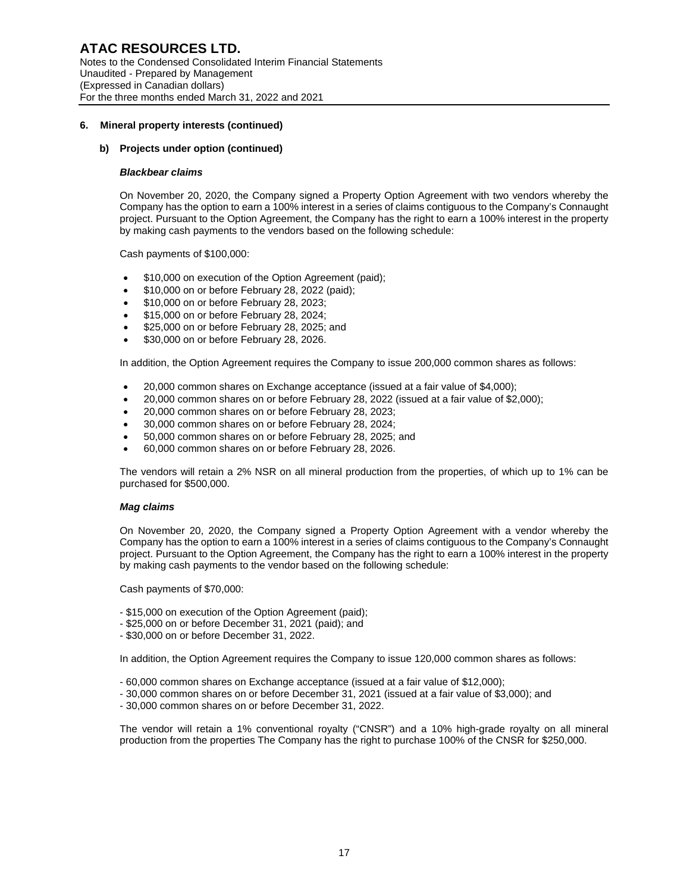## 6. Mineral property interests (continued)

### b) Projects under option (continued)

***Blackbear claims***

On November 20, 2020, the Company signed a Property Option Agreement with two vendors whereby the Company has the option to earn a 100% interest in a series of claims contiguous to the Company's Connaught project. Pursuant to the Option Agreement, the Company has the right to earn a 100% interest in the property by making cash payments to the vendors based on the following schedule:

Cash payments of $100,000:

- $10,000 on execution of the Option Agreement (paid);
- $10,000 on or before February 28, 2022 (paid);
- $10,000 on or before February 28, 2023;
- $15,000 on or before February 28, 2024;
- $25,000 on or before February 28, 2025; and
- $30,000 on or before February 28, 2026.

In addition, the Option Agreement requires the Company to issue 200,000 common shares as follows:

- 20,000 common shares on Exchange acceptance (issued at a fair value of $4,000);
- 20,000 common shares on or before February 28, 2022 (issued at a fair value of $2,000);
- 20,000 common shares on or before February 28, 2023;
- 30,000 common shares on or before February 28, 2024;
- 50,000 common shares on or before February 28, 2025; and
- 60,000 common shares on or before February 28, 2026.

The vendors will retain a 2% NSR on all mineral production from the properties, of which up to 1% can be purchased for $500,000.

***Mag claims***

On November 20, 2020, the Company signed a Property Option Agreement with a vendor whereby the Company has the option to earn a 100% interest in a series of claims contiguous to the Company's Connaught project. Pursuant to the Option Agreement, the Company has the right to earn a 100% interest in the property by making cash payments to the vendor based on the following schedule:

Cash payments of $70,000:

- $15,000 on execution of the Option Agreement (paid);
- $25,000 on or before December 31, 2021 (paid); and
- $30,000 on or before December 31, 2022.

In addition, the Option Agreement requires the Company to issue 120,000 common shares as follows:

- 60,000 common shares on Exchange acceptance (issued at a fair value of $12,000);
- 30,000 common shares on or before December 31, 2021 (issued at a fair value of $3,000); and
- 30,000 common shares on or before December 31, 2022.

The vendor will retain a 1% conventional royalty ("CNSR") and a 10% high-grade royalty on all mineral production from the properties The Company has the right to purchase 100% of the CNSR for $250,000.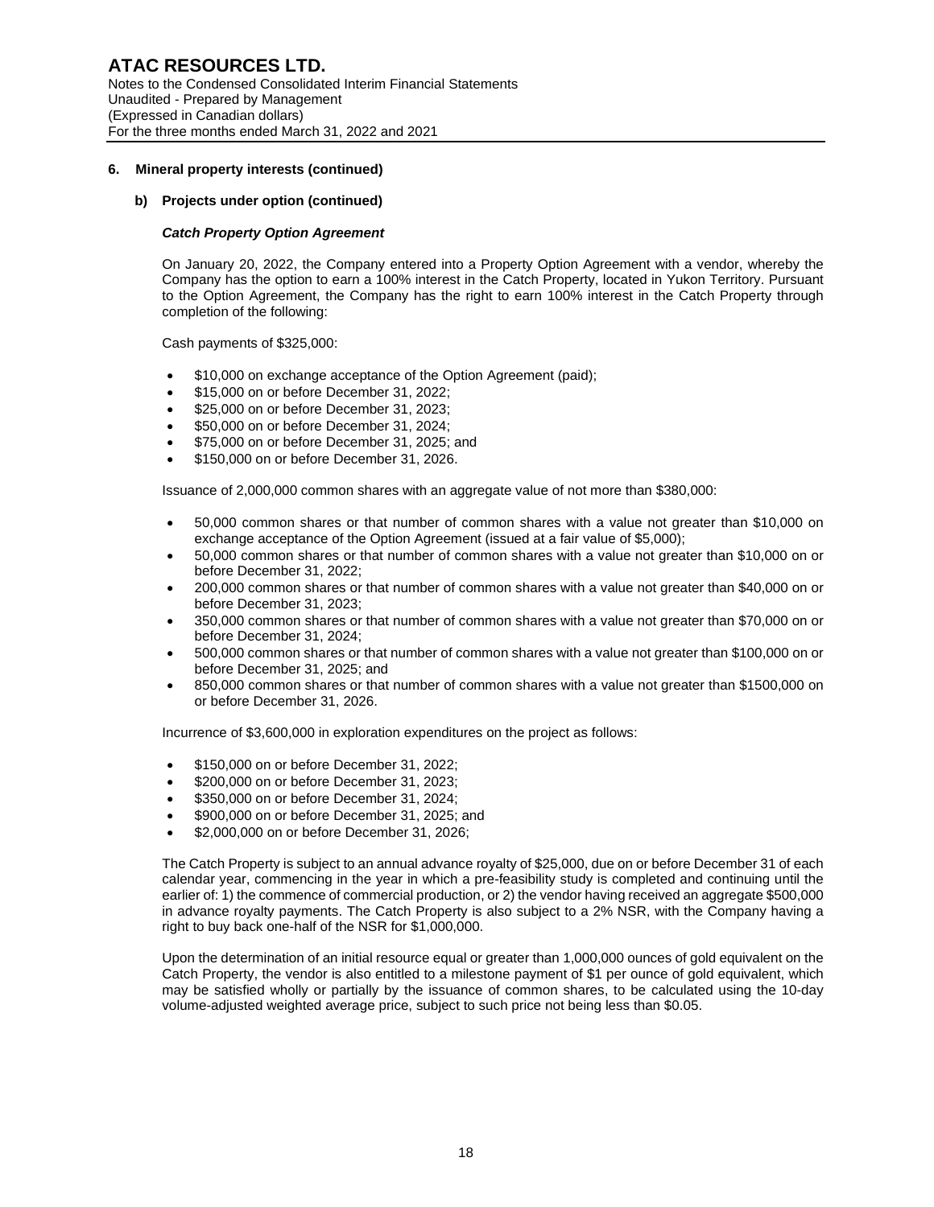## 6. Mineral property interests (continued)

### b) Projects under option (continued)

***Catch Property Option Agreement***

On January 20, 2022, the Company entered into a Property Option Agreement with a vendor, whereby the Company has the option to earn a 100% interest in the Catch Property, located in Yukon Territory. Pursuant to the Option Agreement, the Company has the right to earn 100% interest in the Catch Property through completion of the following:

Cash payments of $325,000:

- $10,000 on exchange acceptance of the Option Agreement (paid);
- $15,000 on or before December 31, 2022;
- $25,000 on or before December 31, 2023;
- $50,000 on or before December 31, 2024;
- $75,000 on or before December 31, 2025; and
- $150,000 on or before December 31, 2026.

Issuance of 2,000,000 common shares with an aggregate value of not more than $380,000:

- 50,000 common shares or that number of common shares with a value not greater than $10,000 on exchange acceptance of the Option Agreement (issued at a fair value of $5,000);
- 50,000 common shares or that number of common shares with a value not greater than $10,000 on or before December 31, 2022;
- 200,000 common shares or that number of common shares with a value not greater than $40,000 on or before December 31, 2023;
- 350,000 common shares or that number of common shares with a value not greater than $70,000 on or before December 31, 2024;
- 500,000 common shares or that number of common shares with a value not greater than $100,000 on or before December 31, 2025; and
- 850,000 common shares or that number of common shares with a value not greater than $1500,000 on or before December 31, 2026.

Incurrence of $3,600,000 in exploration expenditures on the project as follows:

- $150,000 on or before December 31, 2022;
- $200,000 on or before December 31, 2023;
- $350,000 on or before December 31, 2024;
- $900,000 on or before December 31, 2025; and
- $2,000,000 on or before December 31, 2026;

The Catch Property is subject to an annual advance royalty of $25,000, due on or before December 31 of each calendar year, commencing in the year in which a pre-feasibility study is completed and continuing until the earlier of: 1) the commence of commercial production, or 2) the vendor having received an aggregate $500,000 in advance royalty payments. The Catch Property is also subject to a 2% NSR, with the Company having a right to buy back one-half of the NSR for $1,000,000.

Upon the determination of an initial resource equal or greater than 1,000,000 ounces of gold equivalent on the Catch Property, the vendor is also entitled to a milestone payment of $1 per ounce of gold equivalent, which may be satisfied wholly or partially by the issuance of common shares, to be calculated using the 10-day volume-adjusted weighted average price, subject to such price not being less than $0.05.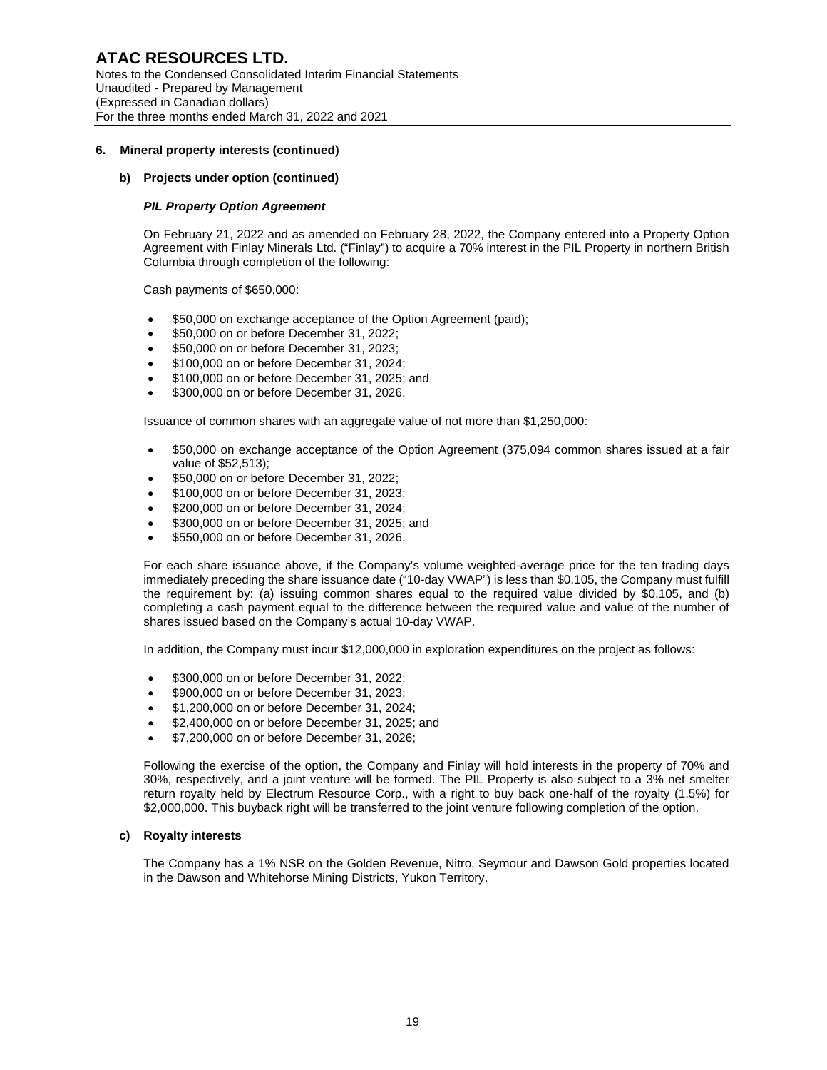## 6. Mineral property interests (continued)

### b) Projects under option (continued)

***PIL Property Option Agreement***

On February 21, 2022 and as amended on February 28, 2022, the Company entered into a Property Option Agreement with Finlay Minerals Ltd. ("Finlay") to acquire a 70% interest in the PIL Property in northern British Columbia through completion of the following:

Cash payments of $650,000:

- $50,000 on exchange acceptance of the Option Agreement (paid);
- $50,000 on or before December 31, 2022;
- $50,000 on or before December 31, 2023;
- $100,000 on or before December 31, 2024;
- $100,000 on or before December 31, 2025; and
- $300,000 on or before December 31, 2026.

Issuance of common shares with an aggregate value of not more than $1,250,000:

- $50,000 on exchange acceptance of the Option Agreement (375,094 common shares issued at a fair value of $52,513);
- $50,000 on or before December 31, 2022;
- $100,000 on or before December 31, 2023;
- $200,000 on or before December 31, 2024;
- $300,000 on or before December 31, 2025; and
- $550,000 on or before December 31, 2026.

For each share issuance above, if the Company's volume weighted-average price for the ten trading days immediately preceding the share issuance date ("10-day VWAP") is less than $0.105, the Company must fulfill the requirement by: (a) issuing common shares equal to the required value divided by $0.105, and (b) completing a cash payment equal to the difference between the required value and value of the number of shares issued based on the Company's actual 10-day VWAP.

In addition, the Company must incur $12,000,000 in exploration expenditures on the project as follows:

- $300,000 on or before December 31, 2022;
- $900,000 on or before December 31, 2023;
- $1,200,000 on or before December 31, 2024;
- $2,400,000 on or before December 31, 2025; and
- $7,200,000 on or before December 31, 2026;

Following the exercise of the option, the Company and Finlay will hold interests in the property of 70% and 30%, respectively, and a joint venture will be formed. The PIL Property is also subject to a 3% net smelter return royalty held by Electrum Resource Corp., with a right to buy back one-half of the royalty (1.5%) for $2,000,000. This buyback right will be transferred to the joint venture following completion of the option.

### c) Royalty interests

The Company has a 1% NSR on the Golden Revenue, Nitro, Seymour and Dawson Gold properties located in the Dawson and Whitehorse Mining Districts, Yukon Territory.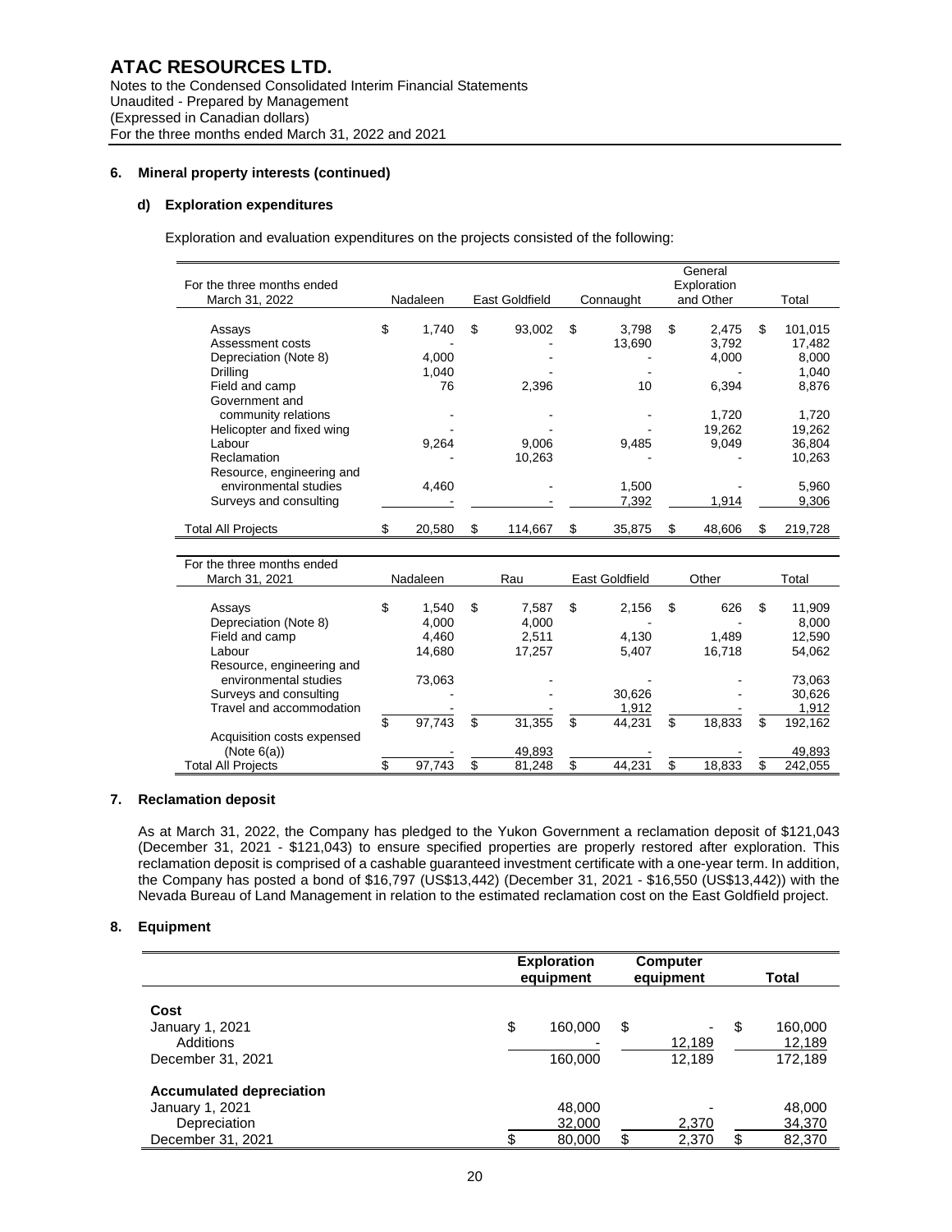# ATAC RESOURCES LTD.

Notes to the Condensed Consolidated Interim Financial Statements
Unaudited - Prepared by Management
(Expressed in Canadian dollars)
For the three months ended March 31, 2022 and 2021

## 6. Mineral property interests (continued)

### d) Exploration expenditures

Exploration and evaluation expenditures on the projects consisted of the following:

| For the three months ended March 31, 2022 | Nadaleen | East Goldfield | Connaught | General Exploration and Other | Total |
|---|---|---|---|---|---|
| Assays | $ 1,740 | $ 93,002 | $ 3,798 | $ 2,475 | $ 101,015 |
| Assessment costs | - | - | 13,690 | 3,792 | 17,482 |
| Depreciation (Note 8) | 4,000 | - | - | 4,000 | 8,000 |
| Drilling | 1,040 | - | - | - | 1,040 |
| Field and camp | 76 | 2,396 | 10 | 6,394 | 8,876 |
| Government and community relations | - | - | - | 1,720 | 1,720 |
| Helicopter and fixed wing | - | - | - | 19,262 | 19,262 |
| Labour | 9,264 | 9,006 | 9,485 | 9,049 | 36,804 |
| Reclamation | - | 10,263 | - | - | 10,263 |
| Resource, engineering and environmental studies | 4,460 | - | 1,500 | - | 5,960 |
| Surveys and consulting | - | - | 7,392 | 1,914 | 9,306 |
| Total All Projects | $ 20,580 | $ 114,667 | $ 35,875 | $ 48,606 | $ 219,728 |

| For the three months ended March 31, 2021 | Nadaleen | Rau | East Goldfield | Other | Total |
|---|---|---|---|---|---|
| Assays | $ 1,540 | $ 7,587 | $ 2,156 | $ 626 | $ 11,909 |
| Depreciation (Note 8) | 4,000 | 4,000 | - | - | 8,000 |
| Field and camp | 4,460 | 2,511 | 4,130 | 1,489 | 12,590 |
| Labour | 14,680 | 17,257 | 5,407 | 16,718 | 54,062 |
| Resource, engineering and environmental studies | 73,063 | - | - | - | 73,063 |
| Surveys and consulting | - | - | 30,626 | - | 30,626 |
| Travel and accommodation | - | - | 1,912 | - | 1,912 |
| | $ 97,743 | $ 31,355 | $ 44,231 | $ 18,833 | $ 192,162 |
| Acquisition costs expensed (Note 6(a)) | - | 49,893 | - | - | 49,893 |
| Total All Projects | $ 97,743 | $ 81,248 | $ 44,231 | $ 18,833 | $ 242,055 |

## 7. Reclamation deposit

As at March 31, 2022, the Company has pledged to the Yukon Government a reclamation deposit of $121,043 (December 31, 2021 - $121,043) to ensure specified properties are properly restored after exploration. This reclamation deposit is comprised of a cashable guaranteed investment certificate with a one-year term. In addition, the Company has posted a bond of $16,797 (US$13,442) (December 31, 2021 - $16,550 (US$13,442)) with the Nevada Bureau of Land Management in relation to the estimated reclamation cost on the East Goldfield project.

## 8. Equipment

| | Exploration equipment | Computer equipment | Total |
|---|---|---|---|
| **Cost** | | | |
| January 1, 2021 | $ 160,000 | $ - | $ 160,000 |
| Additions | - | 12,189 | 12,189 |
| December 31, 2021 | 160,000 | 12,189 | 172,189 |
| **Accumulated depreciation** | | | |
| January 1, 2021 | 48,000 | - | 48,000 |
| Depreciation | 32,000 | 2,370 | 34,370 |
| December 31, 2021 | $ 80,000 | $ 2,370 | $ 82,370 |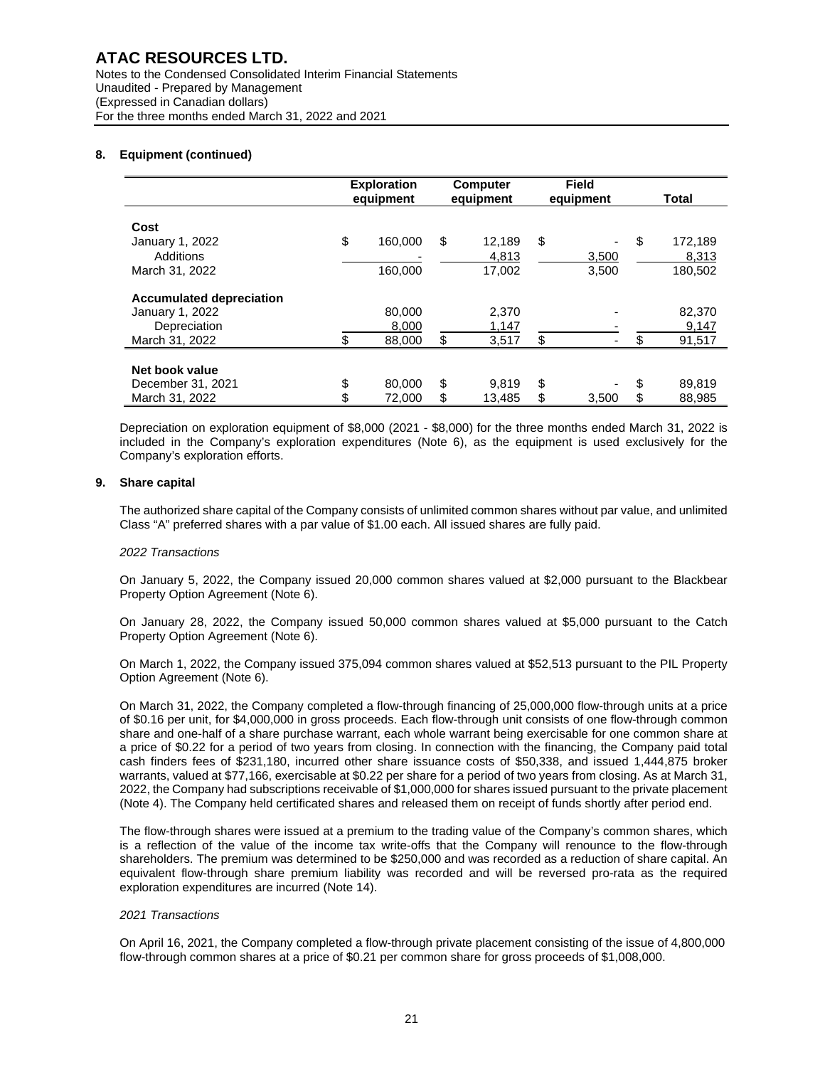## 8. Equipment (continued)

| | Exploration equipment | Computer equipment | Field equipment | Total |
|---|---|---|---|---|
| **Cost** | | | | |
| January 1, 2022 | $ 160,000 | $ 12,189 | $ - | $ 172,189 |
| Additions | - | 4,813 | 3,500 | 8,313 |
| March 31, 2022 | 160,000 | 17,002 | 3,500 | 180,502 |
| **Accumulated depreciation** | | | | |
| January 1, 2022 | 80,000 | 2,370 | - | 82,370 |
| Depreciation | 8,000 | 1,147 | - | 9,147 |
| March 31, 2022 | $ 88,000 | $ 3,517 | $ - | $ 91,517 |
| **Net book value** | | | | |
| December 31, 2021 | $ 80,000 | $ 9,819 | $ - | $ 89,819 |
| March 31, 2022 | $ 72,000 | $ 13,485 | $ 3,500 | $ 88,985 |

Depreciation on exploration equipment of $8,000 (2021 - $8,000) for the three months ended March 31, 2022 is included in the Company's exploration expenditures (Note 6), as the equipment is used exclusively for the Company's exploration efforts.

## 9. Share capital

The authorized share capital of the Company consists of unlimited common shares without par value, and unlimited Class "A" preferred shares with a par value of $1.00 each. All issued shares are fully paid.

*2022 Transactions*

On January 5, 2022, the Company issued 20,000 common shares valued at $2,000 pursuant to the Blackbear Property Option Agreement (Note 6).

On January 28, 2022, the Company issued 50,000 common shares valued at $5,000 pursuant to the Catch Property Option Agreement (Note 6).

On March 1, 2022, the Company issued 375,094 common shares valued at $52,513 pursuant to the PIL Property Option Agreement (Note 6).

On March 31, 2022, the Company completed a flow-through financing of 25,000,000 flow-through units at a price of $0.16 per unit, for $4,000,000 in gross proceeds. Each flow-through unit consists of one flow-through common share and one-half of a share purchase warrant, each whole warrant being exercisable for one common share at a price of $0.22 for a period of two years from closing. In connection with the financing, the Company paid total cash finders fees of $231,180, incurred other share issuance costs of $50,338, and issued 1,444,875 broker warrants, valued at $77,166, exercisable at $0.22 per share for a period of two years from closing. As at March 31, 2022, the Company had subscriptions receivable of $1,000,000 for shares issued pursuant to the private placement (Note 4). The Company held certificated shares and released them on receipt of funds shortly after period end.

The flow-through shares were issued at a premium to the trading value of the Company's common shares, which is a reflection of the value of the income tax write-offs that the Company will renounce to the flow-through shareholders. The premium was determined to be $250,000 and was recorded as a reduction of share capital. An equivalent flow-through share premium liability was recorded and will be reversed pro-rata as the required exploration expenditures are incurred (Note 14).

*2021 Transactions*

On April 16, 2021, the Company completed a flow-through private placement consisting of the issue of 4,800,000 flow-through common shares at a price of $0.21 per common share for gross proceeds of $1,008,000.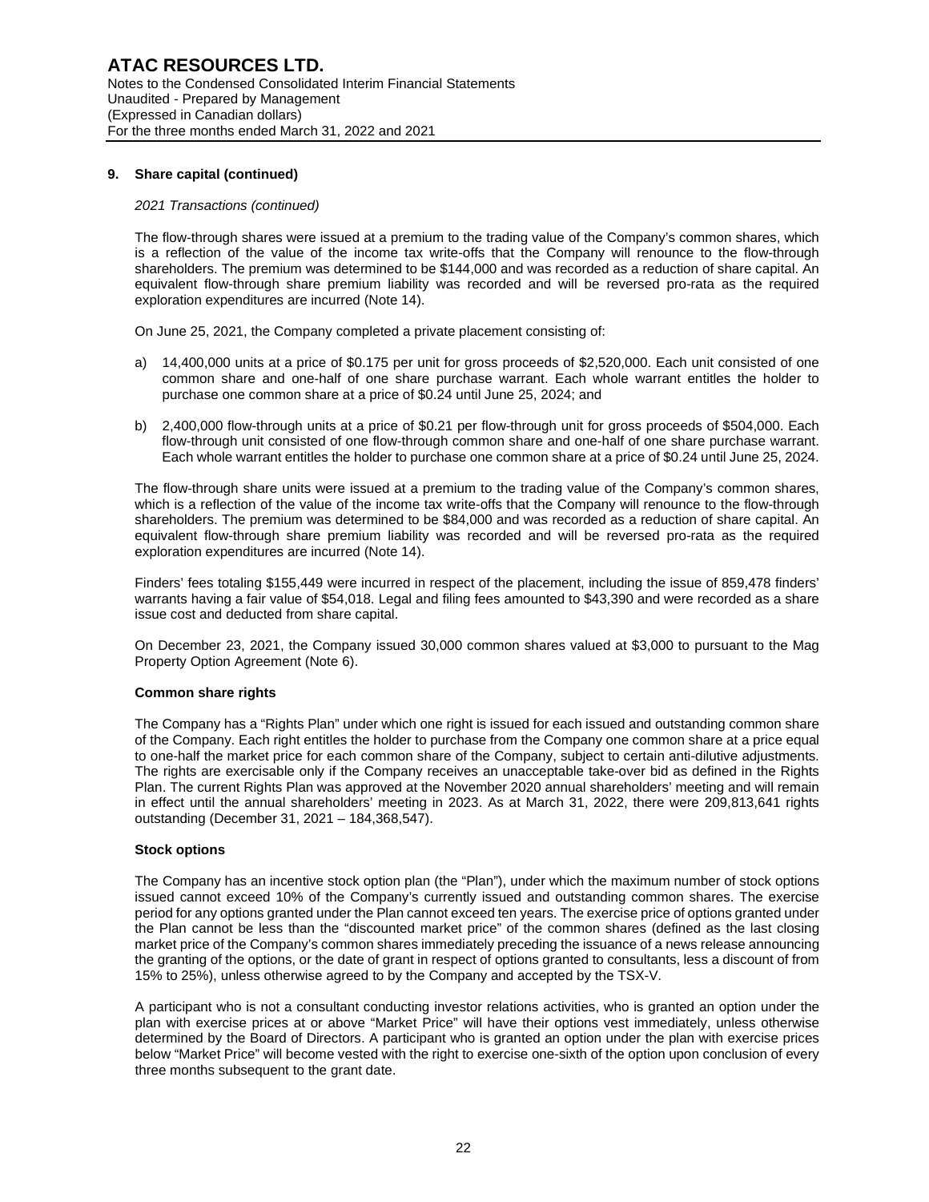## 9. Share capital (continued)

*2021 Transactions (continued)*

The flow-through shares were issued at a premium to the trading value of the Company's common shares, which is a reflection of the value of the income tax write-offs that the Company will renounce to the flow-through shareholders. The premium was determined to be $144,000 and was recorded as a reduction of share capital. An equivalent flow-through share premium liability was recorded and will be reversed pro-rata as the required exploration expenditures are incurred (Note 14).

On June 25, 2021, the Company completed a private placement consisting of:

a) 14,400,000 units at a price of $0.175 per unit for gross proceeds of $2,520,000. Each unit consisted of one common share and one-half of one share purchase warrant. Each whole warrant entitles the holder to purchase one common share at a price of $0.24 until June 25, 2024; and

b) 2,400,000 flow-through units at a price of $0.21 per flow-through unit for gross proceeds of $504,000. Each flow-through unit consisted of one flow-through common share and one-half of one share purchase warrant. Each whole warrant entitles the holder to purchase one common share at a price of $0.24 until June 25, 2024.

The flow-through share units were issued at a premium to the trading value of the Company's common shares, which is a reflection of the value of the income tax write-offs that the Company will renounce to the flow-through shareholders. The premium was determined to be $84,000 and was recorded as a reduction of share capital. An equivalent flow-through share premium liability was recorded and will be reversed pro-rata as the required exploration expenditures are incurred (Note 14).

Finders' fees totaling $155,449 were incurred in respect of the placement, including the issue of 859,478 finders' warrants having a fair value of $54,018. Legal and filing fees amounted to $43,390 and were recorded as a share issue cost and deducted from share capital.

On December 23, 2021, the Company issued 30,000 common shares valued at $3,000 to pursuant to the Mag Property Option Agreement (Note 6).

### Common share rights

The Company has a "Rights Plan" under which one right is issued for each issued and outstanding common share of the Company. Each right entitles the holder to purchase from the Company one common share at a price equal to one-half the market price for each common share of the Company, subject to certain anti-dilutive adjustments. The rights are exercisable only if the Company receives an unacceptable take-over bid as defined in the Rights Plan. The current Rights Plan was approved at the November 2020 annual shareholders' meeting and will remain in effect until the annual shareholders' meeting in 2023. As at March 31, 2022, there were 209,813,641 rights outstanding (December 31, 2021 – 184,368,547).

### Stock options

The Company has an incentive stock option plan (the "Plan"), under which the maximum number of stock options issued cannot exceed 10% of the Company's currently issued and outstanding common shares. The exercise period for any options granted under the Plan cannot exceed ten years. The exercise price of options granted under the Plan cannot be less than the "discounted market price" of the common shares (defined as the last closing market price of the Company's common shares immediately preceding the issuance of a news release announcing the granting of the options, or the date of grant in respect of options granted to consultants, less a discount of from 15% to 25%), unless otherwise agreed to by the Company and accepted by the TSX-V.

A participant who is not a consultant conducting investor relations activities, who is granted an option under the plan with exercise prices at or above "Market Price" will have their options vest immediately, unless otherwise determined by the Board of Directors. A participant who is granted an option under the plan with exercise prices below "Market Price" will become vested with the right to exercise one-sixth of the option upon conclusion of every three months subsequent to the grant date.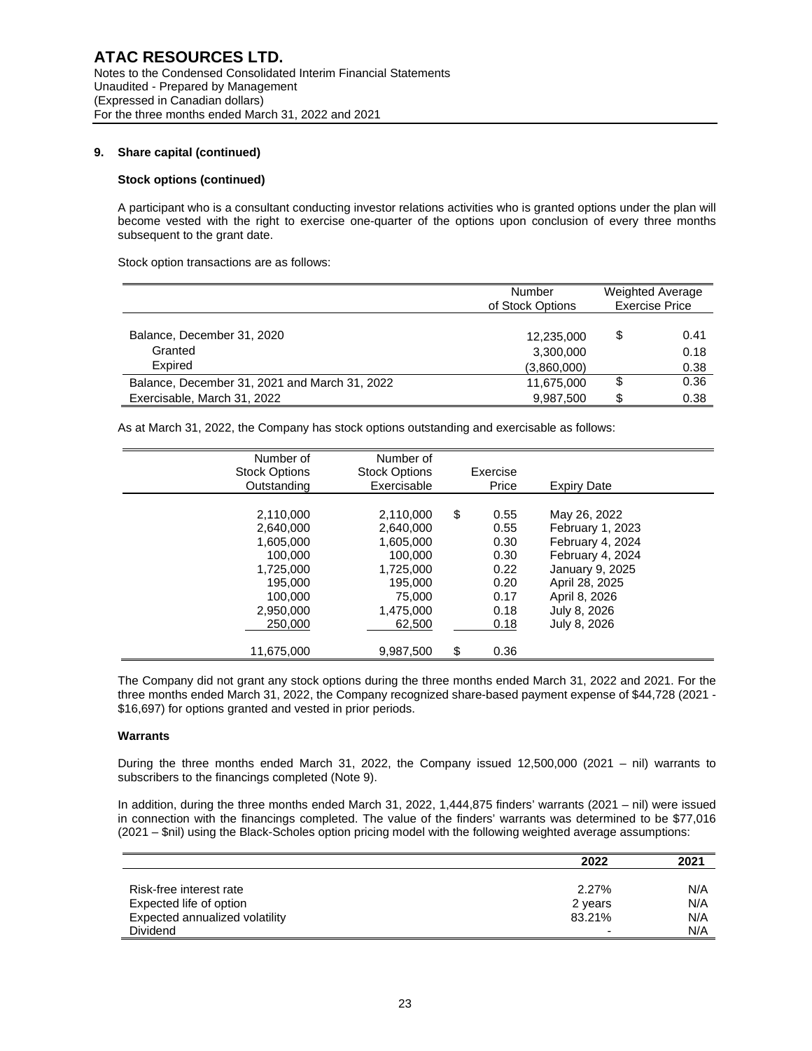### 9. Share capital (continued)

**Stock options (continued)**

A participant who is a consultant conducting investor relations activities who is granted options under the plan will become vested with the right to exercise one-quarter of the options upon conclusion of every three months subsequent to the grant date.

Stock option transactions are as follows:

| | Number of Stock Options | Weighted Average Exercise Price |
|---|---|---|
| Balance, December 31, 2020 | 12,235,000 | $ 0.41 |
| Granted | 3,300,000 | 0.18 |
| Expired | (3,860,000) | 0.38 |
| Balance, December 31, 2021 and March 31, 2022 | 11,675,000 | $ 0.36 |
| Exercisable, March 31, 2022 | 9,987,500 | $ 0.38 |

As at March 31, 2022, the Company has stock options outstanding and exercisable as follows:

| Number of Stock Options Outstanding | Number of Stock Options Exercisable | Exercise Price | Expiry Date |
|---|---|---|---|
| 2,110,000 | 2,110,000 | $ 0.55 | May 26, 2022 |
| 2,640,000 | 2,640,000 | 0.55 | February 1, 2023 |
| 1,605,000 | 1,605,000 | 0.30 | February 4, 2024 |
| 100,000 | 100,000 | 0.30 | February 4, 2024 |
| 1,725,000 | 1,725,000 | 0.22 | January 9, 2025 |
| 195,000 | 195,000 | 0.20 | April 28, 2025 |
| 100,000 | 75,000 | 0.17 | April 8, 2026 |
| 2,950,000 | 1,475,000 | 0.18 | July 8, 2026 |
| 250,000 | 62,500 | 0.18 | July 8, 2026 |
| 11,675,000 | 9,987,500 | $ 0.36 | |

The Company did not grant any stock options during the three months ended March 31, 2022 and 2021. For the three months ended March 31, 2022, the Company recognized share-based payment expense of $44,728 (2021 - $16,697) for options granted and vested in prior periods.

**Warrants**

During the three months ended March 31, 2022, the Company issued 12,500,000 (2021 – nil) warrants to subscribers to the financings completed (Note 9).

In addition, during the three months ended March 31, 2022, 1,444,875 finders' warrants (2021 – nil) were issued in connection with the financings completed. The value of the finders' warrants was determined to be $77,016 (2021 – $nil) using the Black-Scholes option pricing model with the following weighted average assumptions:

| | 2022 | 2021 |
|---|---|---|
| Risk-free interest rate | 2.27% | N/A |
| Expected life of option | 2 years | N/A |
| Expected annualized volatility | 83.21% | N/A |
| Dividend | - | N/A |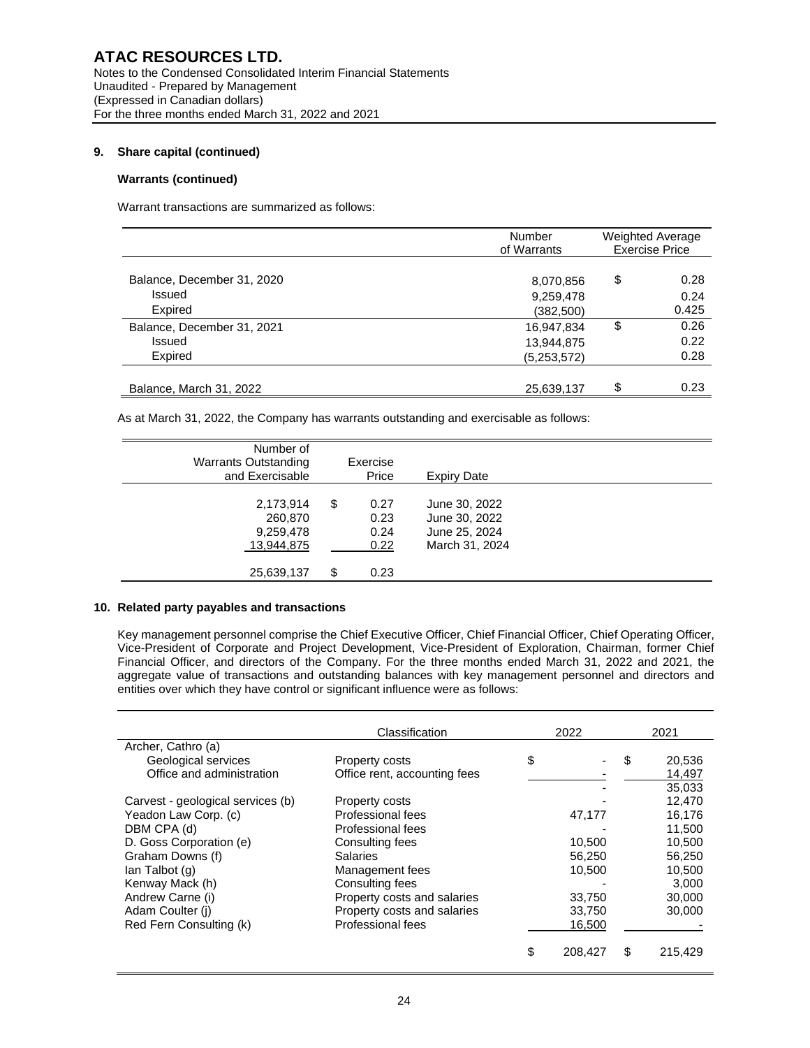**9. Share capital (continued)**

**Warrants (continued)**

Warrant transactions are summarized as follows:

| | Number of Warrants | Weighted Average Exercise Price |
|---|---|---|
| Balance, December 31, 2020 | 8,070,856 | $ 0.28 |
| Issued | 9,259,478 | 0.24 |
| Expired | (382,500) | 0.425 |
| Balance, December 31, 2021 | 16,947,834 | $ 0.26 |
| Issued | 13,944,875 | 0.22 |
| Expired | (5,253,572) | 0.28 |
| Balance, March 31, 2022 | 25,639,137 | $ 0.23 |

As at March 31, 2022, the Company has warrants outstanding and exercisable as follows:

| Number of Warrants Outstanding and Exercisable | Exercise Price | Expiry Date |
|---|---|---|
| 2,173,914 | $ 0.27 | June 30, 2022 |
| 260,870 | 0.23 | June 30, 2022 |
| 9,259,478 | 0.24 | June 25, 2024 |
| 13,944,875 | 0.22 | March 31, 2024 |
| 25,639,137 | $ 0.23 | |

**10. Related party payables and transactions**

Key management personnel comprise the Chief Executive Officer, Chief Financial Officer, Chief Operating Officer, Vice-President of Corporate and Project Development, Vice-President of Exploration, Chairman, former Chief Financial Officer, and directors of the Company. For the three months ended March 31, 2022 and 2021, the aggregate value of transactions and outstanding balances with key management personnel and directors and entities over which they have control or significant influence were as follows:

| | Classification | 2022 | 2021 |
|---|---|---|---|
| Archer, Cathro (a) | | | |
| Geological services | Property costs | $ - | $ 20,536 |
| Office and administration | Office rent, accounting fees | - | 14,497 |
| | | - | 35,033 |
| Carvest - geological services (b) | Property costs | - | 12,470 |
| Yeadon Law Corp. (c) | Professional fees | 47,177 | 16,176 |
| DBM CPA (d) | Professional fees | - | 11,500 |
| D. Goss Corporation (e) | Consulting fees | 10,500 | 10,500 |
| Graham Downs (f) | Salaries | 56,250 | 56,250 |
| Ian Talbot (g) | Management fees | 10,500 | 10,500 |
| Kenway Mack (h) | Consulting fees | - | 3,000 |
| Andrew Carne (i) | Property costs and salaries | 33,750 | 30,000 |
| Adam Coulter (j) | Property costs and salaries | 33,750 | 30,000 |
| Red Fern Consulting (k) | Professional fees | 16,500 | - |
| | | $ 208,427 | $ 215,429 |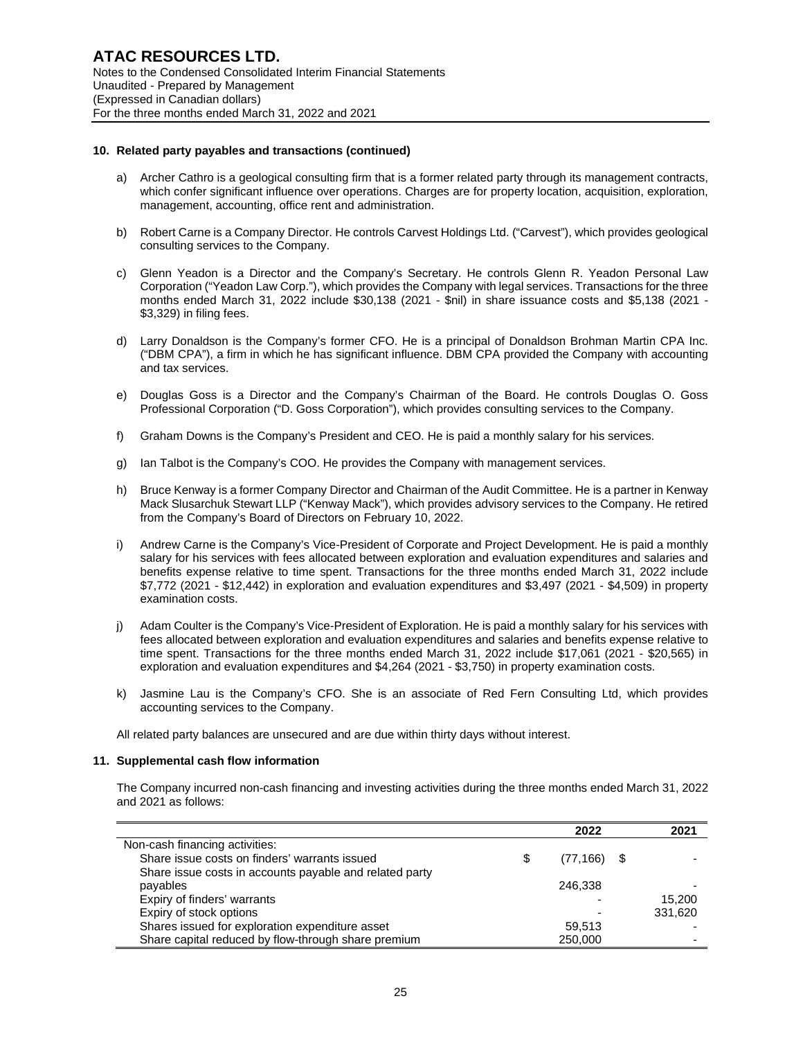## 10. Related party payables and transactions (continued)

a) Archer Cathro is a geological consulting firm that is a former related party through its management contracts, which confer significant influence over operations. Charges are for property location, acquisition, exploration, management, accounting, office rent and administration.

b) Robert Carne is a Company Director. He controls Carvest Holdings Ltd. ("Carvest"), which provides geological consulting services to the Company.

c) Glenn Yeadon is a Director and the Company's Secretary. He controls Glenn R. Yeadon Personal Law Corporation ("Yeadon Law Corp."), which provides the Company with legal services. Transactions for the three months ended March 31, 2022 include $30,138 (2021 - $nil) in share issuance costs and $5,138 (2021 - $3,329) in filing fees.

d) Larry Donaldson is the Company's former CFO. He is a principal of Donaldson Brohman Martin CPA Inc. ("DBM CPA"), a firm in which he has significant influence. DBM CPA provided the Company with accounting and tax services.

e) Douglas Goss is a Director and the Company's Chairman of the Board. He controls Douglas O. Goss Professional Corporation ("D. Goss Corporation"), which provides consulting services to the Company.

f) Graham Downs is the Company's President and CEO. He is paid a monthly salary for his services.

g) Ian Talbot is the Company's COO. He provides the Company with management services.

h) Bruce Kenway is a former Company Director and Chairman of the Audit Committee. He is a partner in Kenway Mack Slusarchuk Stewart LLP ("Kenway Mack"), which provides advisory services to the Company. He retired from the Company's Board of Directors on February 10, 2022.

i) Andrew Carne is the Company's Vice-President of Corporate and Project Development. He is paid a monthly salary for his services with fees allocated between exploration and evaluation expenditures and salaries and benefits expense relative to time spent. Transactions for the three months ended March 31, 2022 include $7,772 (2021 - $12,442) in exploration and evaluation expenditures and $3,497 (2021 - $4,509) in property examination costs.

j) Adam Coulter is the Company's Vice-President of Exploration. He is paid a monthly salary for his services with fees allocated between exploration and evaluation expenditures and salaries and benefits expense relative to time spent. Transactions for the three months ended March 31, 2022 include $17,061 (2021 - $20,565) in exploration and evaluation expenditures and $4,264 (2021 - $3,750) in property examination costs.

k) Jasmine Lau is the Company's CFO. She is an associate of Red Fern Consulting Ltd, which provides accounting services to the Company.

All related party balances are unsecured and are due within thirty days without interest.

## 11. Supplemental cash flow information

The Company incurred non-cash financing and investing activities during the three months ended March 31, 2022 and 2021 as follows:

| | 2022 | 2021 |
|---|---|---|
| Non-cash financing activities: | | |
| Share issue costs on finders' warrants issued | $ (77,166) | $ - |
| Share issue costs in accounts payable and related party payables | 246,338 | - |
| Expiry of finders' warrants | - | 15,200 |
| Expiry of stock options | - | 331,620 |
| Shares issued for exploration expenditure asset | 59,513 | - |
| Share capital reduced by flow-through share premium | 250,000 | - |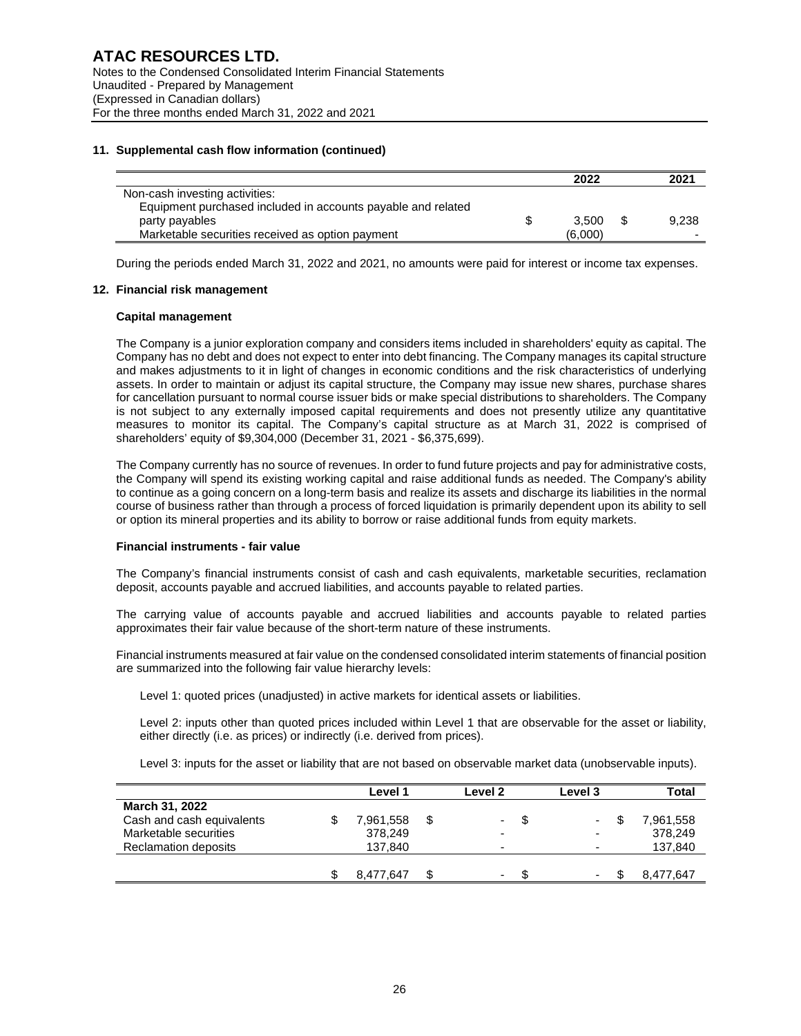## 11. Supplemental cash flow information (continued)

| | 2022 | 2021 |
|---|---|---|
| Non-cash investing activities: | | |
| Equipment purchased included in accounts payable and related party payables | $ 3,500 | $ 9,238 |
| Marketable securities received as option payment | (6,000) | - |

During the periods ended March 31, 2022 and 2021, no amounts were paid for interest or income tax expenses.

## 12. Financial risk management

### Capital management

The Company is a junior exploration company and considers items included in shareholders' equity as capital. The Company has no debt and does not expect to enter into debt financing. The Company manages its capital structure and makes adjustments to it in light of changes in economic conditions and the risk characteristics of underlying assets. In order to maintain or adjust its capital structure, the Company may issue new shares, purchase shares for cancellation pursuant to normal course issuer bids or make special distributions to shareholders. The Company is not subject to any externally imposed capital requirements and does not presently utilize any quantitative measures to monitor its capital. The Company's capital structure as at March 31, 2022 is comprised of shareholders' equity of $9,304,000 (December 31, 2021 - $6,375,699).

The Company currently has no source of revenues. In order to fund future projects and pay for administrative costs, the Company will spend its existing working capital and raise additional funds as needed. The Company's ability to continue as a going concern on a long-term basis and realize its assets and discharge its liabilities in the normal course of business rather than through a process of forced liquidation is primarily dependent upon its ability to sell or option its mineral properties and its ability to borrow or raise additional funds from equity markets.

### Financial instruments - fair value

The Company's financial instruments consist of cash and cash equivalents, marketable securities, reclamation deposit, accounts payable and accrued liabilities, and accounts payable to related parties.

The carrying value of accounts payable and accrued liabilities and accounts payable to related parties approximates their fair value because of the short-term nature of these instruments.

Financial instruments measured at fair value on the condensed consolidated interim statements of financial position are summarized into the following fair value hierarchy levels:

Level 1: quoted prices (unadjusted) in active markets for identical assets or liabilities.

Level 2: inputs other than quoted prices included within Level 1 that are observable for the asset or liability, either directly (i.e. as prices) or indirectly (i.e. derived from prices).

Level 3: inputs for the asset or liability that are not based on observable market data (unobservable inputs).

| | Level 1 | Level 2 | Level 3 | Total |
|---|---|---|---|---|
| **March 31, 2022** | | | | |
| Cash and cash equivalents | $ 7,961,558 | $ - | $ - | $ 7,961,558 |
| Marketable securities | 378,249 | - | - | 378,249 |
| Reclamation deposits | 137,840 | - | - | 137,840 |
| | $ 8,477,647 | $ - | $ - | $ 8,477,647 |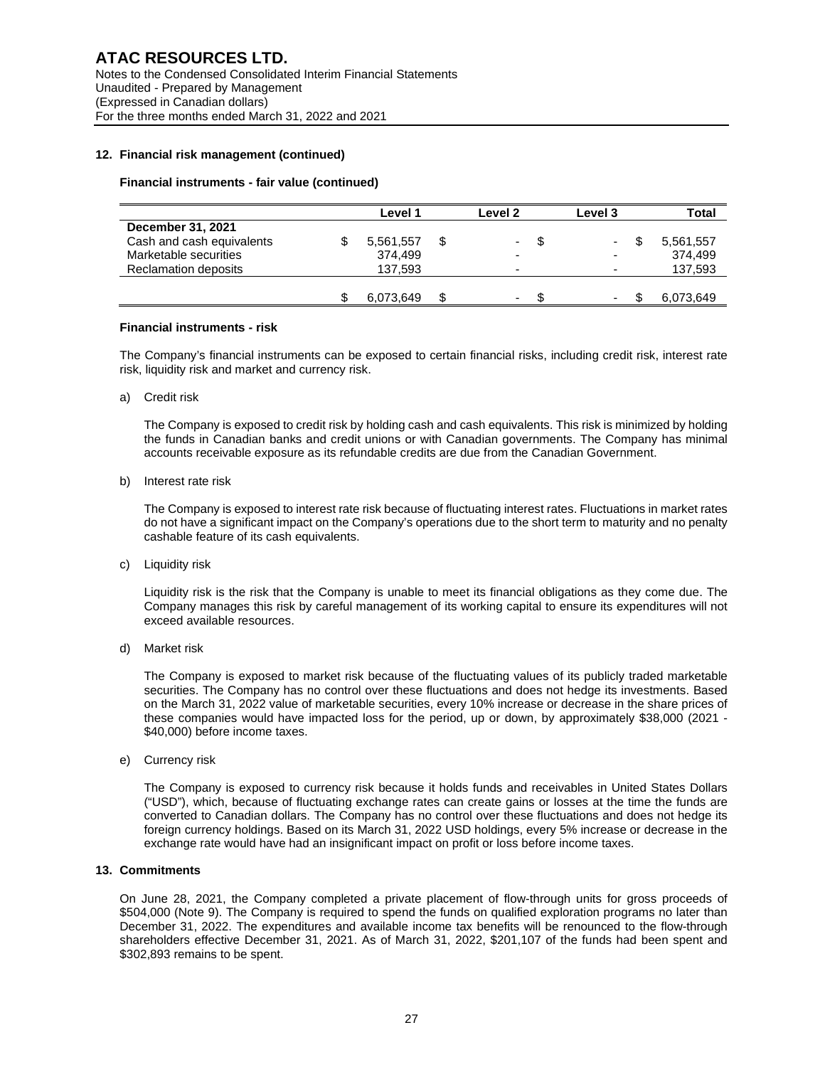## 12. Financial risk management (continued)

**Financial instruments - fair value (continued)**

| | Level 1 | Level 2 | Level 3 | Total |
|---|---|---|---|---|
| **December 31, 2021** | | | | |
| Cash and cash equivalents | $ 5,561,557 | $ - | $ - | $ 5,561,557 |
| Marketable securities | 374,499 | - | - | 374,499 |
| Reclamation deposits | 137,593 | - | - | 137,593 |
| | $ 6,073,649 | $ - | $ - | $ 6,073,649 |

**Financial instruments - risk**

The Company's financial instruments can be exposed to certain financial risks, including credit risk, interest rate risk, liquidity risk and market and currency risk.

a) Credit risk

The Company is exposed to credit risk by holding cash and cash equivalents. This risk is minimized by holding the funds in Canadian banks and credit unions or with Canadian governments. The Company has minimal accounts receivable exposure as its refundable credits are due from the Canadian Government.

b) Interest rate risk

The Company is exposed to interest rate risk because of fluctuating interest rates. Fluctuations in market rates do not have a significant impact on the Company's operations due to the short term to maturity and no penalty cashable feature of its cash equivalents.

c) Liquidity risk

Liquidity risk is the risk that the Company is unable to meet its financial obligations as they come due. The Company manages this risk by careful management of its working capital to ensure its expenditures will not exceed available resources.

d) Market risk

The Company is exposed to market risk because of the fluctuating values of its publicly traded marketable securities. The Company has no control over these fluctuations and does not hedge its investments. Based on the March 31, 2022 value of marketable securities, every 10% increase or decrease in the share prices of these companies would have impacted loss for the period, up or down, by approximately $38,000 (2021 - $40,000) before income taxes.

e) Currency risk

The Company is exposed to currency risk because it holds funds and receivables in United States Dollars ("USD"), which, because of fluctuating exchange rates can create gains or losses at the time the funds are converted to Canadian dollars. The Company has no control over these fluctuations and does not hedge its foreign currency holdings. Based on its March 31, 2022 USD holdings, every 5% increase or decrease in the exchange rate would have had an insignificant impact on profit or loss before income taxes.

## 13. Commitments

On June 28, 2021, the Company completed a private placement of flow-through units for gross proceeds of $504,000 (Note 9). The Company is required to spend the funds on qualified exploration programs no later than December 31, 2022. The expenditures and available income tax benefits will be renounced to the flow-through shareholders effective December 31, 2021. As of March 31, 2022, $201,107 of the funds had been spent and $302,893 remains to be spent.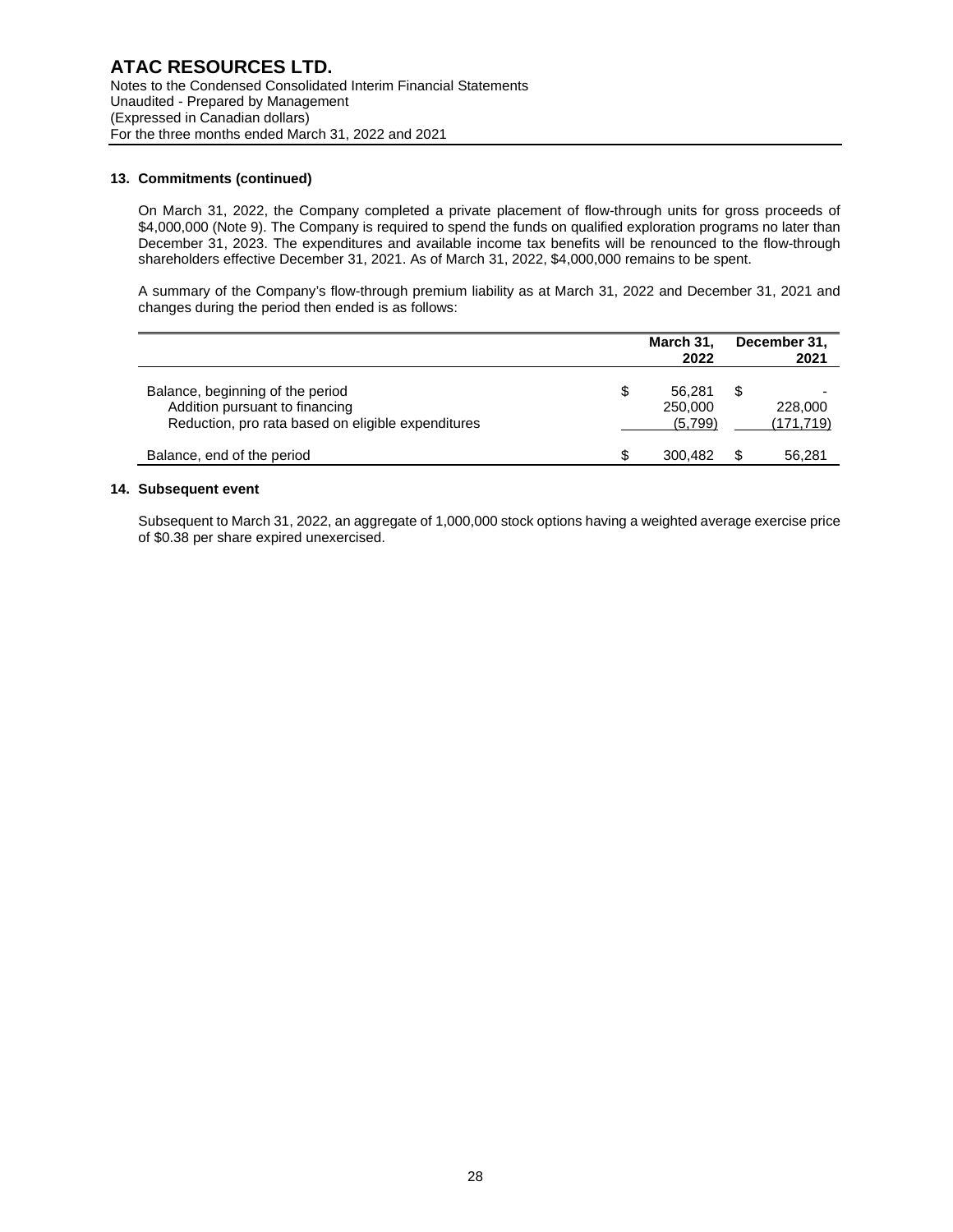## 13. Commitments (continued)

On March 31, 2022, the Company completed a private placement of flow-through units for gross proceeds of $4,000,000 (Note 9). The Company is required to spend the funds on qualified exploration programs no later than December 31, 2023. The expenditures and available income tax benefits will be renounced to the flow-through shareholders effective December 31, 2021. As of March 31, 2022, $4,000,000 remains to be spent.

A summary of the Company's flow-through premium liability as at March 31, 2022 and December 31, 2021 and changes during the period then ended is as follows:

| | March 31, 2022 | December 31, 2021 |
|---|---|---|
| Balance, beginning of the period | $ 56,281 | $ - |
| Addition pursuant to financing | 250,000 | 228,000 |
| Reduction, pro rata based on eligible expenditures | (5,799) | (171,719) |
| Balance, end of the period | $ 300,482 | $ 56,281 |

## 14. Subsequent event

Subsequent to March 31, 2022, an aggregate of 1,000,000 stock options having a weighted average exercise price of $0.38 per share expired unexercised.